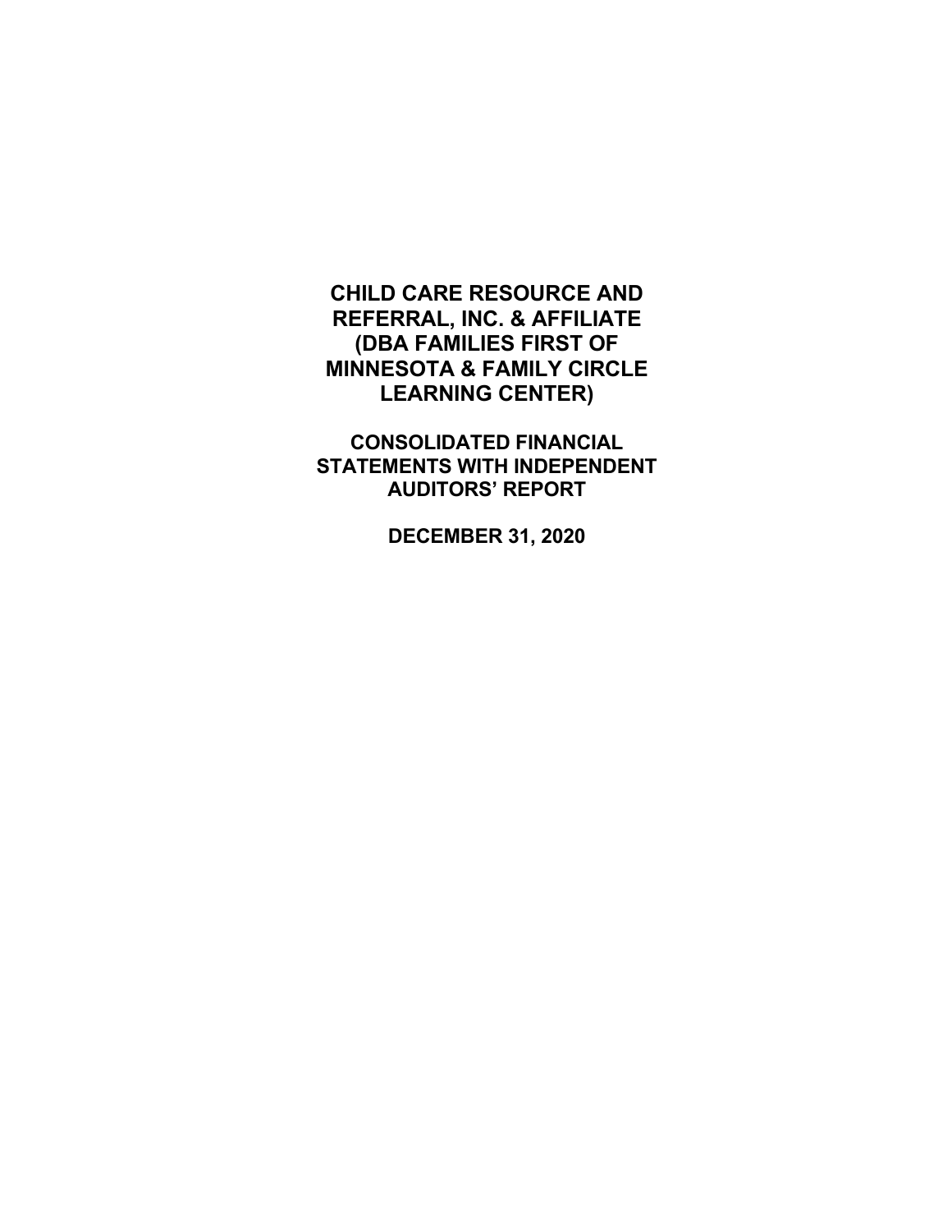# CHILD CARE RESOURCE AND REFERRAL, INC. & AFFILIATE (DBA FAMILIES FIRST OF MINNESOTA & FAMILY CIRCLE LEARNING CENTER)

## CONSOLIDATED FINANCIAL STATEMENTS WITH INDEPENDENT AUDITORS' REPORT

**DECEMBER 31, 2020**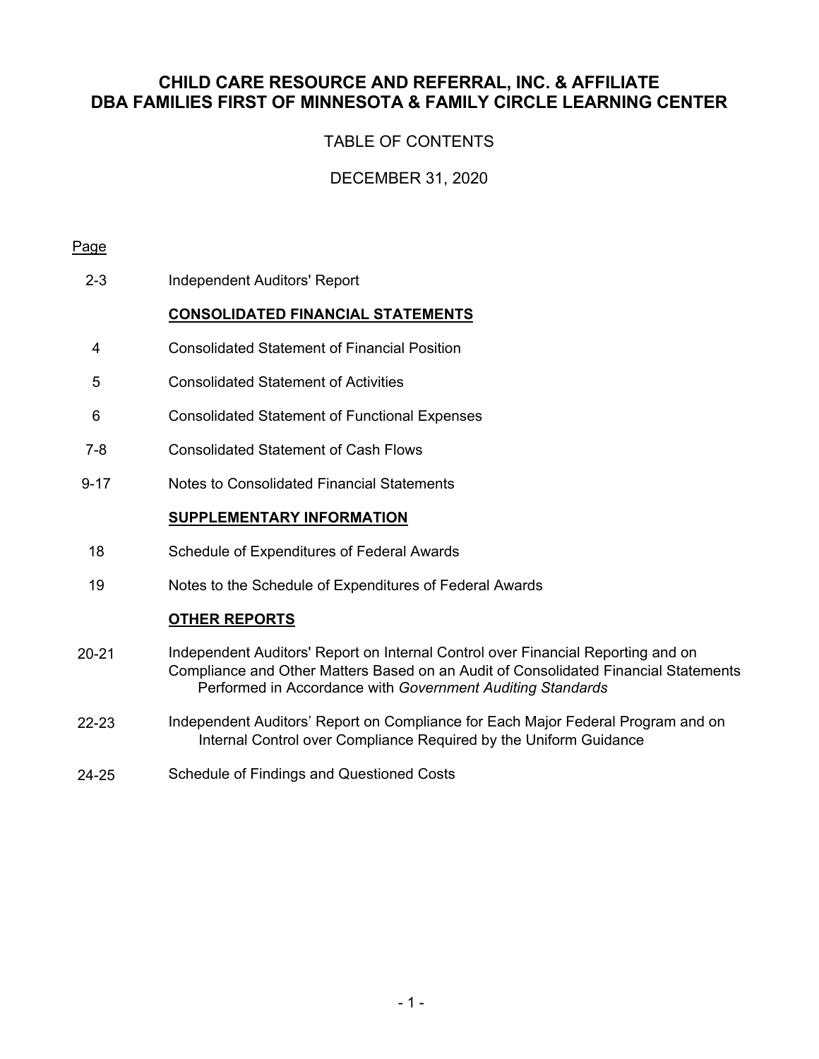# CHILD CARE RESOURCE AND REFERRAL, INC. & AFFILIATE
# DBA FAMILIES FIRST OF MINNESOTA & FAMILY CIRCLE LEARNING CENTER

## TABLE OF CONTENTS

## DECEMBER 31, 2020

| Page | |
|---|---|
| 2-3 | Independent Auditors' Report |
| | **CONSOLIDATED FINANCIAL STATEMENTS** |
| 4 | Consolidated Statement of Financial Position |
| 5 | Consolidated Statement of Activities |
| 6 | Consolidated Statement of Functional Expenses |
| 7-8 | Consolidated Statement of Cash Flows |
| 9-17 | Notes to Consolidated Financial Statements |
| | **SUPPLEMENTARY INFORMATION** |
| 18 | Schedule of Expenditures of Federal Awards |
| 19 | Notes to the Schedule of Expenditures of Federal Awards |
| | **OTHER REPORTS** |
| 20-21 | Independent Auditors' Report on Internal Control over Financial Reporting and on Compliance and Other Matters Based on an Audit of Consolidated Financial Statements Performed in Accordance with *Government Auditing Standards* |
| 22-23 | Independent Auditors' Report on Compliance for Each Major Federal Program and on Internal Control over Compliance Required by the Uniform Guidance |
| 24-25 | Schedule of Findings and Questioned Costs |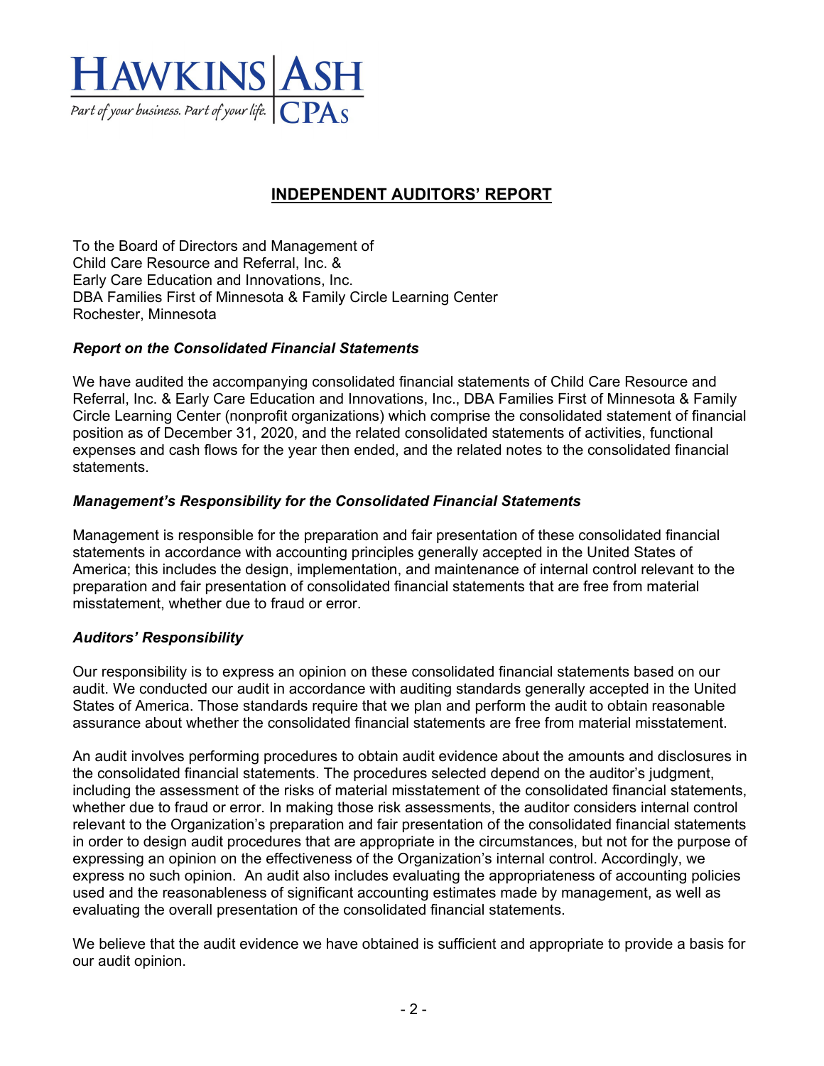HAWKINS | ASH

Part of your business. Part of your life. | CPAs

## INDEPENDENT AUDITORS' REPORT

To the Board of Directors and Management of
Child Care Resource and Referral, Inc. &
Early Care Education and Innovations, Inc.
DBA Families First of Minnesota & Family Circle Learning Center
Rochester, Minnesota

### *Report on the Consolidated Financial Statements*

We have audited the accompanying consolidated financial statements of Child Care Resource and Referral, Inc. & Early Care Education and Innovations, Inc., DBA Families First of Minnesota & Family Circle Learning Center (nonprofit organizations) which comprise the consolidated statement of financial position as of December 31, 2020, and the related consolidated statements of activities, functional expenses and cash flows for the year then ended, and the related notes to the consolidated financial statements.

### *Management's Responsibility for the Consolidated Financial Statements*

Management is responsible for the preparation and fair presentation of these consolidated financial statements in accordance with accounting principles generally accepted in the United States of America; this includes the design, implementation, and maintenance of internal control relevant to the preparation and fair presentation of consolidated financial statements that are free from material misstatement, whether due to fraud or error.

### *Auditors' Responsibility*

Our responsibility is to express an opinion on these consolidated financial statements based on our audit. We conducted our audit in accordance with auditing standards generally accepted in the United States of America. Those standards require that we plan and perform the audit to obtain reasonable assurance about whether the consolidated financial statements are free from material misstatement.

An audit involves performing procedures to obtain audit evidence about the amounts and disclosures in the consolidated financial statements. The procedures selected depend on the auditor's judgment, including the assessment of the risks of material misstatement of the consolidated financial statements, whether due to fraud or error. In making those risk assessments, the auditor considers internal control relevant to the Organization's preparation and fair presentation of the consolidated financial statements in order to design audit procedures that are appropriate in the circumstances, but not for the purpose of expressing an opinion on the effectiveness of the Organization's internal control. Accordingly, we express no such opinion. An audit also includes evaluating the appropriateness of accounting policies used and the reasonableness of significant accounting estimates made by management, as well as evaluating the overall presentation of the consolidated financial statements.

We believe that the audit evidence we have obtained is sufficient and appropriate to provide a basis for our audit opinion.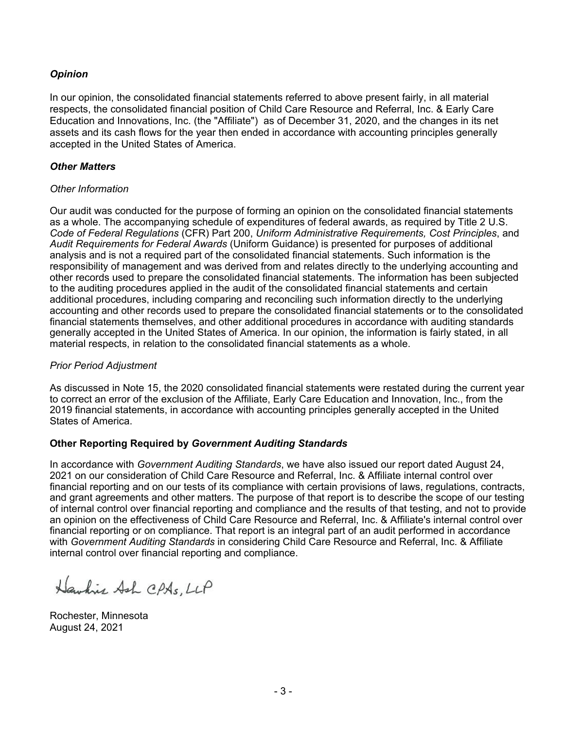### *Opinion*

In our opinion, the consolidated financial statements referred to above present fairly, in all material respects, the consolidated financial position of Child Care Resource and Referral, Inc. & Early Care Education and Innovations, Inc. (the "Affiliate") as of December 31, 2020, and the changes in its net assets and its cash flows for the year then ended in accordance with accounting principles generally accepted in the United States of America.

### *Other Matters*

*Other Information*

Our audit was conducted for the purpose of forming an opinion on the consolidated financial statements as a whole. The accompanying schedule of expenditures of federal awards, as required by Title 2 U.S. *Code of Federal Regulations* (CFR) Part 200, *Uniform Administrative Requirements, Cost Principles*, and *Audit Requirements for Federal Awards* (Uniform Guidance) is presented for purposes of additional analysis and is not a required part of the consolidated financial statements. Such information is the responsibility of management and was derived from and relates directly to the underlying accounting and other records used to prepare the consolidated financial statements. The information has been subjected to the auditing procedures applied in the audit of the consolidated financial statements and certain additional procedures, including comparing and reconciling such information directly to the underlying accounting and other records used to prepare the consolidated financial statements or to the consolidated financial statements themselves, and other additional procedures in accordance with auditing standards generally accepted in the United States of America. In our opinion, the information is fairly stated, in all material respects, in relation to the consolidated financial statements as a whole.

*Prior Period Adjustment*

As discussed in Note 15, the 2020 consolidated financial statements were restated during the current year to correct an error of the exclusion of the Affiliate, Early Care Education and Innovation, Inc., from the 2019 financial statements, in accordance with accounting principles generally accepted in the United States of America.

### Other Reporting Required by *Government Auditing Standards*

In accordance with *Government Auditing Standards*, we have also issued our report dated August 24, 2021 on our consideration of Child Care Resource and Referral, Inc. & Affiliate internal control over financial reporting and on our tests of its compliance with certain provisions of laws, regulations, contracts, and grant agreements and other matters. The purpose of that report is to describe the scope of our testing of internal control over financial reporting and compliance and the results of that testing, and not to provide an opinion on the effectiveness of Child Care Resource and Referral, Inc. & Affiliate's internal control over financial reporting or on compliance. That report is an integral part of an audit performed in accordance with *Government Auditing Standards* in considering Child Care Resource and Referral, Inc. & Affiliate internal control over financial reporting and compliance.

Hawkins Ash CPAs, LLP

Rochester, Minnesota
August 24, 2021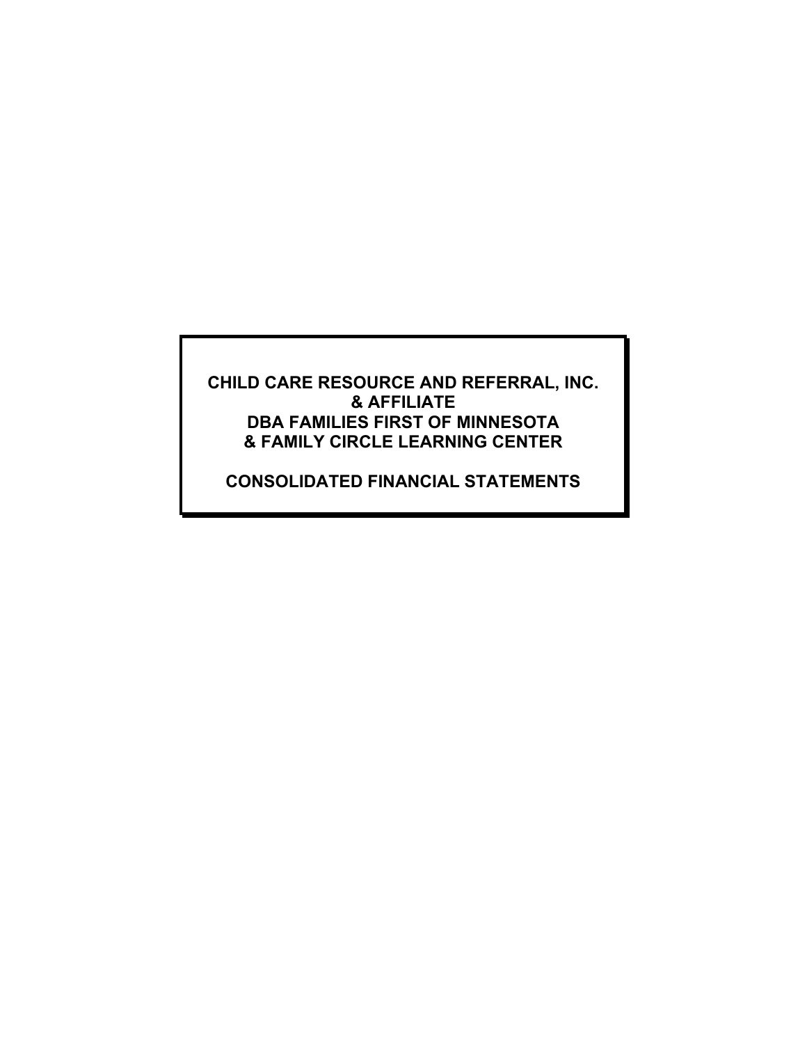**CHILD CARE RESOURCE AND REFERRAL, INC.**
**& AFFILIATE**
**DBA FAMILIES FIRST OF MINNESOTA**
**& FAMILY CIRCLE LEARNING CENTER**

**CONSOLIDATED FINANCIAL STATEMENTS**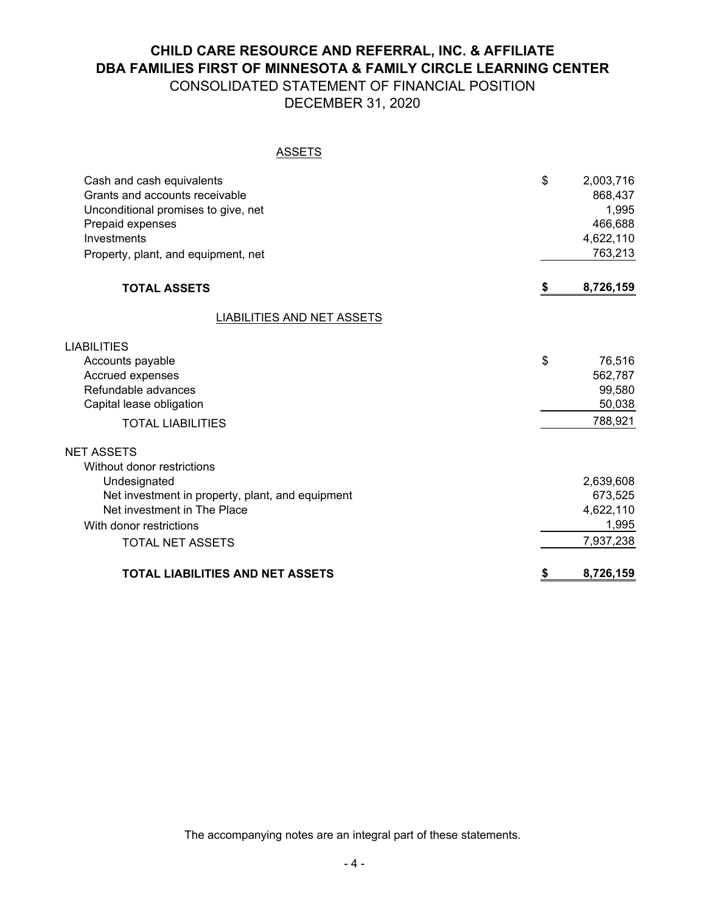# CHILD CARE RESOURCE AND REFERRAL, INC. & AFFILIATE
# DBA FAMILIES FIRST OF MINNESOTA & FAMILY CIRCLE LEARNING CENTER

## CONSOLIDATED STATEMENT OF FINANCIAL POSITION
## DECEMBER 31, 2020

### ASSETS

| | |
|---|---|
| Cash and cash equivalents | $ 2,003,716 |
| Grants and accounts receivable | 868,437 |
| Unconditional promises to give, net | 1,995 |
| Prepaid expenses | 466,688 |
| Investments | 4,622,110 |
| Property, plant, and equipment, net | 763,213 |
| **TOTAL ASSETS** | **$ 8,726,159** |

### LIABILITIES AND NET ASSETS

| | |
|---|---|
| LIABILITIES | |
| Accounts payable | $ 76,516 |
| Accrued expenses | 562,787 |
| Refundable advances | 99,580 |
| Capital lease obligation | 50,038 |
| TOTAL LIABILITIES | 788,921 |
| NET ASSETS | |
| Without donor restrictions | |
| Undesignated | 2,639,608 |
| Net investment in property, plant, and equipment | 673,525 |
| Net investment in The Place | 4,622,110 |
| With donor restrictions | 1,995 |
| TOTAL NET ASSETS | 7,937,238 |
| **TOTAL LIABILITIES AND NET ASSETS** | **$ 8,726,159** |

The accompanying notes are an integral part of these statements.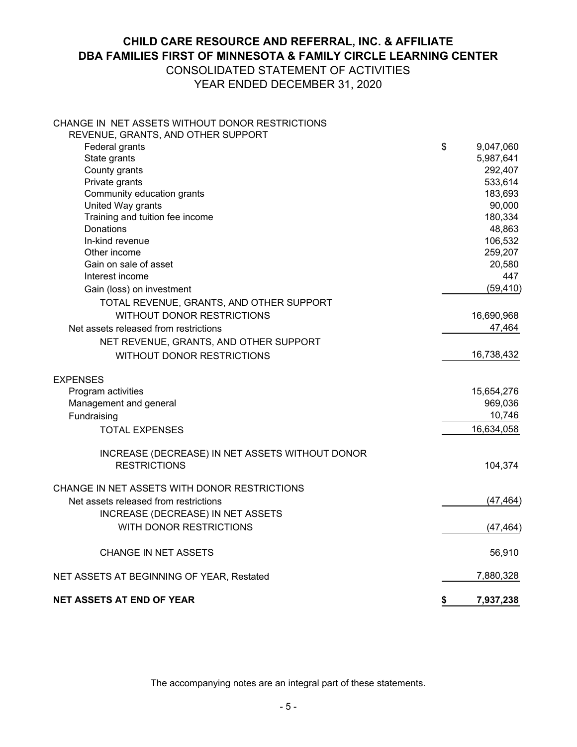# CHILD CARE RESOURCE AND REFERRAL, INC. & AFFILIATE
# DBA FAMILIES FIRST OF MINNESOTA & FAMILY CIRCLE LEARNING CENTER

## CONSOLIDATED STATEMENT OF ACTIVITIES
## YEAR ENDED DECEMBER 31, 2020

| | |
|---|---|
| CHANGE IN NET ASSETS WITHOUT DONOR RESTRICTIONS | |
| REVENUE, GRANTS, AND OTHER SUPPORT | |
| Federal grants | $ 9,047,060 |
| State grants | 5,987,641 |
| County grants | 292,407 |
| Private grants | 533,614 |
| Community education grants | 183,693 |
| United Way grants | 90,000 |
| Training and tuition fee income | 180,334 |
| Donations | 48,863 |
| In-kind revenue | 106,532 |
| Other income | 259,207 |
| Gain on sale of asset | 20,580 |
| Interest income | 447 |
| Gain (loss) on investment | (59,410) |
| TOTAL REVENUE, GRANTS, AND OTHER SUPPORT WITHOUT DONOR RESTRICTIONS | 16,690,968 |
| Net assets released from restrictions | 47,464 |
| NET REVENUE, GRANTS, AND OTHER SUPPORT WITHOUT DONOR RESTRICTIONS | 16,738,432 |
| | |
| EXPENSES | |
| Program activities | 15,654,276 |
| Management and general | 969,036 |
| Fundraising | 10,746 |
| TOTAL EXPENSES | 16,634,058 |
| | |
| INCREASE (DECREASE) IN NET ASSETS WITHOUT DONOR RESTRICTIONS | 104,374 |
| | |
| CHANGE IN NET ASSETS WITH DONOR RESTRICTIONS | |
| Net assets released from restrictions | (47,464) |
| INCREASE (DECREASE) IN NET ASSETS WITH DONOR RESTRICTIONS | (47,464) |
| | |
| CHANGE IN NET ASSETS | 56,910 |
| | |
| NET ASSETS AT BEGINNING OF YEAR, Restated | 7,880,328 |
| | |
| **NET ASSETS AT END OF YEAR** | **$ 7,937,238** |

The accompanying notes are an integral part of these statements.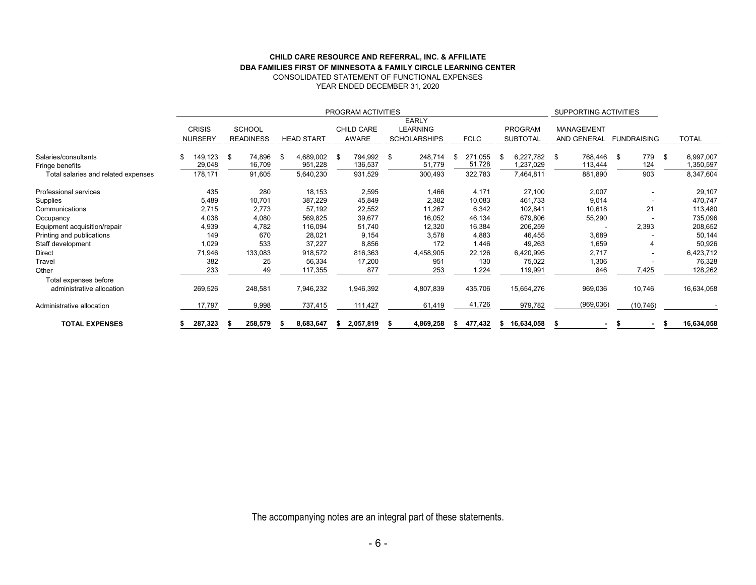**CHILD CARE RESOURCE AND REFERRAL, INC. & AFFILIATE**
**DBA FAMILIES FIRST OF MINNESOTA & FAMILY CIRCLE LEARNING CENTER**
CONSOLIDATED STATEMENT OF FUNCTIONAL EXPENSES
YEAR ENDED DECEMBER 31, 2020

| | PROGRAM ACTIVITIES | | | | | | | SUPPORTING ACTIVITIES | | |
|---|---|---|---|---|---|---|---|---|---|---|
| | CRISIS NURSERY | SCHOOL READINESS | HEAD START | CHILD CARE AWARE | EARLY LEARNING SCHOLARSHIPS | FCLC | PROGRAM SUBTOTAL | MANAGEMENT AND GENERAL | FUNDRAISING | TOTAL |
| Salaries/consultants | $ 149,123 | $ 74,896 | $ 4,689,002 | $ 794,992 | $ 248,714 | $ 271,055 | $ 6,227,782 | $ 768,446 | $ 779 | $ 6,997,007 |
| Fringe benefits | 29,048 | 16,709 | 951,228 | 136,537 | 51,779 | 51,728 | 1,237,029 | 113,444 | 124 | 1,350,597 |
| Total salaries and related expenses | 178,171 | 91,605 | 5,640,230 | 931,529 | 300,493 | 322,783 | 7,464,811 | 881,890 | 903 | 8,347,604 |
| Professional services | 435 | 280 | 18,153 | 2,595 | 1,466 | 4,171 | 27,100 | 2,007 | - | 29,107 |
| Supplies | 5,489 | 10,701 | 387,229 | 45,849 | 2,382 | 10,083 | 461,733 | 9,014 | - | 470,747 |
| Communications | 2,715 | 2,773 | 57,192 | 22,552 | 11,267 | 6,342 | 102,841 | 10,618 | 21 | 113,480 |
| Occupancy | 4,038 | 4,080 | 569,825 | 39,677 | 16,052 | 46,134 | 679,806 | 55,290 | - | 735,096 |
| Equipment acquisition/repair | 4,939 | 4,782 | 116,094 | 51,740 | 12,320 | 16,384 | 206,259 | - | 2,393 | 208,652 |
| Printing and publications | 149 | 670 | 28,021 | 9,154 | 3,578 | 4,883 | 46,455 | 3,689 | - | 50,144 |
| Staff development | 1,029 | 533 | 37,227 | 8,856 | 172 | 1,446 | 49,263 | 1,659 | 4 | 50,926 |
| Direct | 71,946 | 133,083 | 918,572 | 816,363 | 4,458,905 | 22,126 | 6,420,995 | 2,717 | - | 6,423,712 |
| Travel | 382 | 25 | 56,334 | 17,200 | 951 | 130 | 75,022 | 1,306 | - | 76,328 |
| Other | 233 | 49 | 117,355 | 877 | 253 | 1,224 | 119,991 | 846 | 7,425 | 128,262 |
| Total expenses before administrative allocation | 269,526 | 248,581 | 7,946,232 | 1,946,392 | 4,807,839 | 435,706 | 15,654,276 | 969,036 | 10,746 | 16,634,058 |
| Administrative allocation | 17,797 | 9,998 | 737,415 | 111,427 | 61,419 | 41,726 | 979,782 | (969,036) | (10,746) | - |
| **TOTAL EXPENSES** | **$ 287,323** | **$ 258,579** | **$ 8,683,647** | **$ 2,057,819** | **$ 4,869,258** | **$ 477,432** | **$ 16,634,058** | **$ -** | **$ -** | **$ 16,634,058** |

The accompanying notes are an integral part of these statements.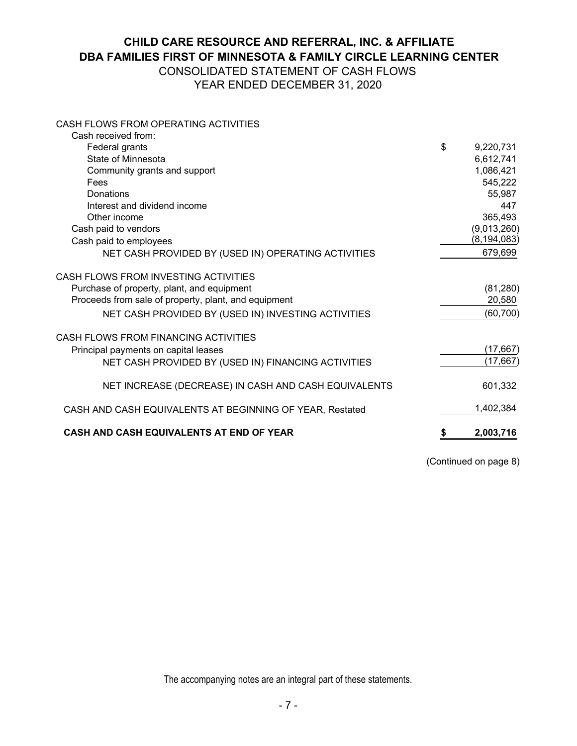# CHILD CARE RESOURCE AND REFERRAL, INC. & AFFILIATE
# DBA FAMILIES FIRST OF MINNESOTA & FAMILY CIRCLE LEARNING CENTER

## CONSOLIDATED STATEMENT OF CASH FLOWS
## YEAR ENDED DECEMBER 31, 2020

| | |
|---|---|
| CASH FLOWS FROM OPERATING ACTIVITIES | |
| Cash received from: | |
| Federal grants | $ 9,220,731 |
| State of Minnesota | 6,612,741 |
| Community grants and support | 1,086,421 |
| Fees | 545,222 |
| Donations | 55,987 |
| Interest and dividend income | 447 |
| Other income | 365,493 |
| Cash paid to vendors | (9,013,260) |
| Cash paid to employees | (8,194,083) |
| NET CASH PROVIDED BY (USED IN) OPERATING ACTIVITIES | 679,699 |
| CASH FLOWS FROM INVESTING ACTIVITIES | |
| Purchase of property, plant, and equipment | (81,280) |
| Proceeds from sale of property, plant, and equipment | 20,580 |
| NET CASH PROVIDED BY (USED IN) INVESTING ACTIVITIES | (60,700) |
| CASH FLOWS FROM FINANCING ACTIVITIES | |
| Principal payments on capital leases | (17,667) |
| NET CASH PROVIDED BY (USED IN) FINANCING ACTIVITIES | (17,667) |
| NET INCREASE (DECREASE) IN CASH AND CASH EQUIVALENTS | 601,332 |
| CASH AND CASH EQUIVALENTS AT BEGINNING OF YEAR, Restated | 1,402,384 |
| **CASH AND CASH EQUIVALENTS AT END OF YEAR** | **$ 2,003,716** |

(Continued on page 8)

The accompanying notes are an integral part of these statements.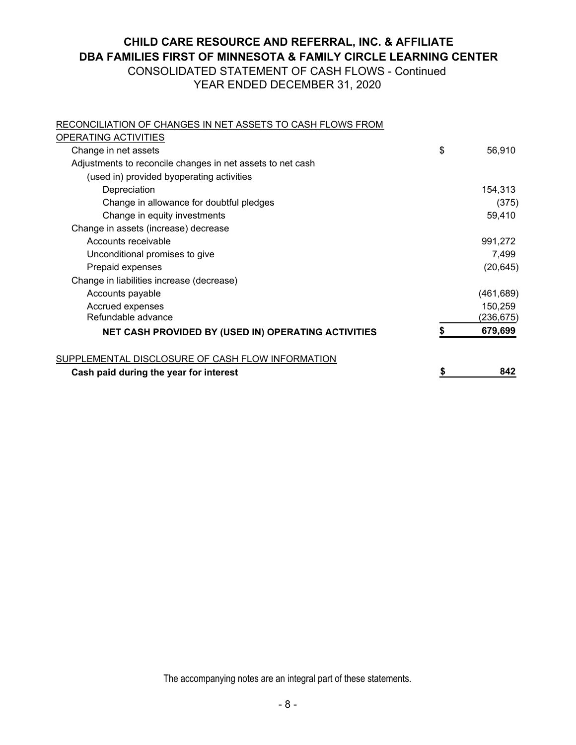# CHILD CARE RESOURCE AND REFERRAL, INC. & AFFILIATE
# DBA FAMILIES FIRST OF MINNESOTA & FAMILY CIRCLE LEARNING CENTER

## CONSOLIDATED STATEMENT OF CASH FLOWS - Continued
## YEAR ENDED DECEMBER 31, 2020

| RECONCILIATION OF CHANGES IN NET ASSETS TO CASH FLOWS FROM OPERATING ACTIVITIES | |
|---|---|
| Change in net assets | $ 56,910 |
| Adjustments to reconcile changes in net assets to net cash (used in) provided byoperating activities | |
| Depreciation | 154,313 |
| Change in allowance for doubtful pledges | (375) |
| Change in equity investments | 59,410 |
| Change in assets (increase) decrease | |
| Accounts receivable | 991,272 |
| Unconditional promises to give | 7,499 |
| Prepaid expenses | (20,645) |
| Change in liabilities increase (decrease) | |
| Accounts payable | (461,689) |
| Accrued expenses | 150,259 |
| Refundable advance | (236,675) |
| **NET CASH PROVIDED BY (USED IN) OPERATING ACTIVITIES** | **$ 679,699** |

| SUPPLEMENTAL DISCLOSURE OF CASH FLOW INFORMATION | |
|---|---|
| **Cash paid during the year for interest** | **$ 842** |

The accompanying notes are an integral part of these statements.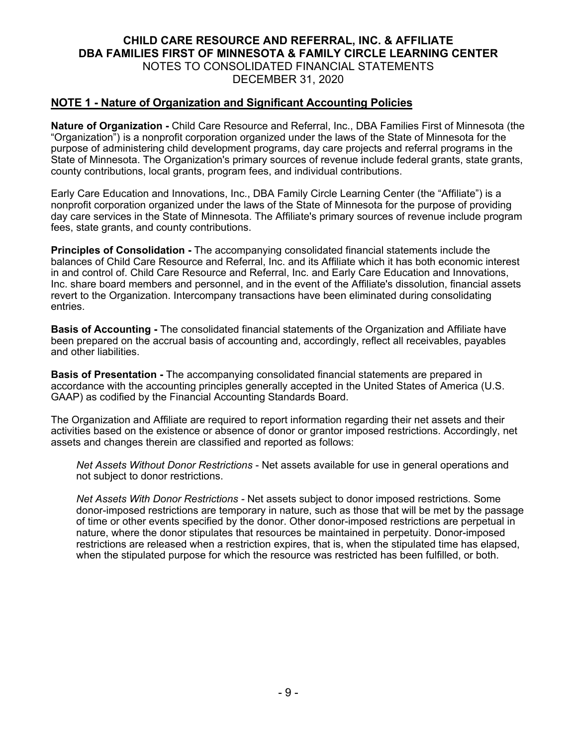# CHILD CARE RESOURCE AND REFERRAL, INC. & AFFILIATE
# DBA FAMILIES FIRST OF MINNESOTA & FAMILY CIRCLE LEARNING CENTER

NOTES TO CONSOLIDATED FINANCIAL STATEMENTS
DECEMBER 31, 2020

## NOTE 1 - Nature of Organization and Significant Accounting Policies

**Nature of Organization -** Child Care Resource and Referral, Inc., DBA Families First of Minnesota (the "Organization") is a nonprofit corporation organized under the laws of the State of Minnesota for the purpose of administering child development programs, day care projects and referral programs in the State of Minnesota. The Organization's primary sources of revenue include federal grants, state grants, county contributions, local grants, program fees, and individual contributions.

Early Care Education and Innovations, Inc., DBA Family Circle Learning Center (the "Affiliate") is a nonprofit corporation organized under the laws of the State of Minnesota for the purpose of providing day care services in the State of Minnesota. The Affiliate's primary sources of revenue include program fees, state grants, and county contributions.

**Principles of Consolidation -** The accompanying consolidated financial statements include the balances of Child Care Resource and Referral, Inc. and its Affiliate which it has both economic interest in and control of. Child Care Resource and Referral, Inc. and Early Care Education and Innovations, Inc. share board members and personnel, and in the event of the Affiliate's dissolution, financial assets revert to the Organization. Intercompany transactions have been eliminated during consolidating entries.

**Basis of Accounting -** The consolidated financial statements of the Organization and Affiliate have been prepared on the accrual basis of accounting and, accordingly, reflect all receivables, payables and other liabilities.

**Basis of Presentation -** The accompanying consolidated financial statements are prepared in accordance with the accounting principles generally accepted in the United States of America (U.S. GAAP) as codified by the Financial Accounting Standards Board.

The Organization and Affiliate are required to report information regarding their net assets and their activities based on the existence or absence of donor or grantor imposed restrictions. Accordingly, net assets and changes therein are classified and reported as follows:

*Net Assets Without Donor Restrictions* - Net assets available for use in general operations and not subject to donor restrictions.

*Net Assets With Donor Restrictions* - Net assets subject to donor imposed restrictions. Some donor-imposed restrictions are temporary in nature, such as those that will be met by the passage of time or other events specified by the donor. Other donor-imposed restrictions are perpetual in nature, where the donor stipulates that resources be maintained in perpetuity. Donor-imposed restrictions are released when a restriction expires, that is, when the stipulated time has elapsed, when the stipulated purpose for which the resource was restricted has been fulfilled, or both.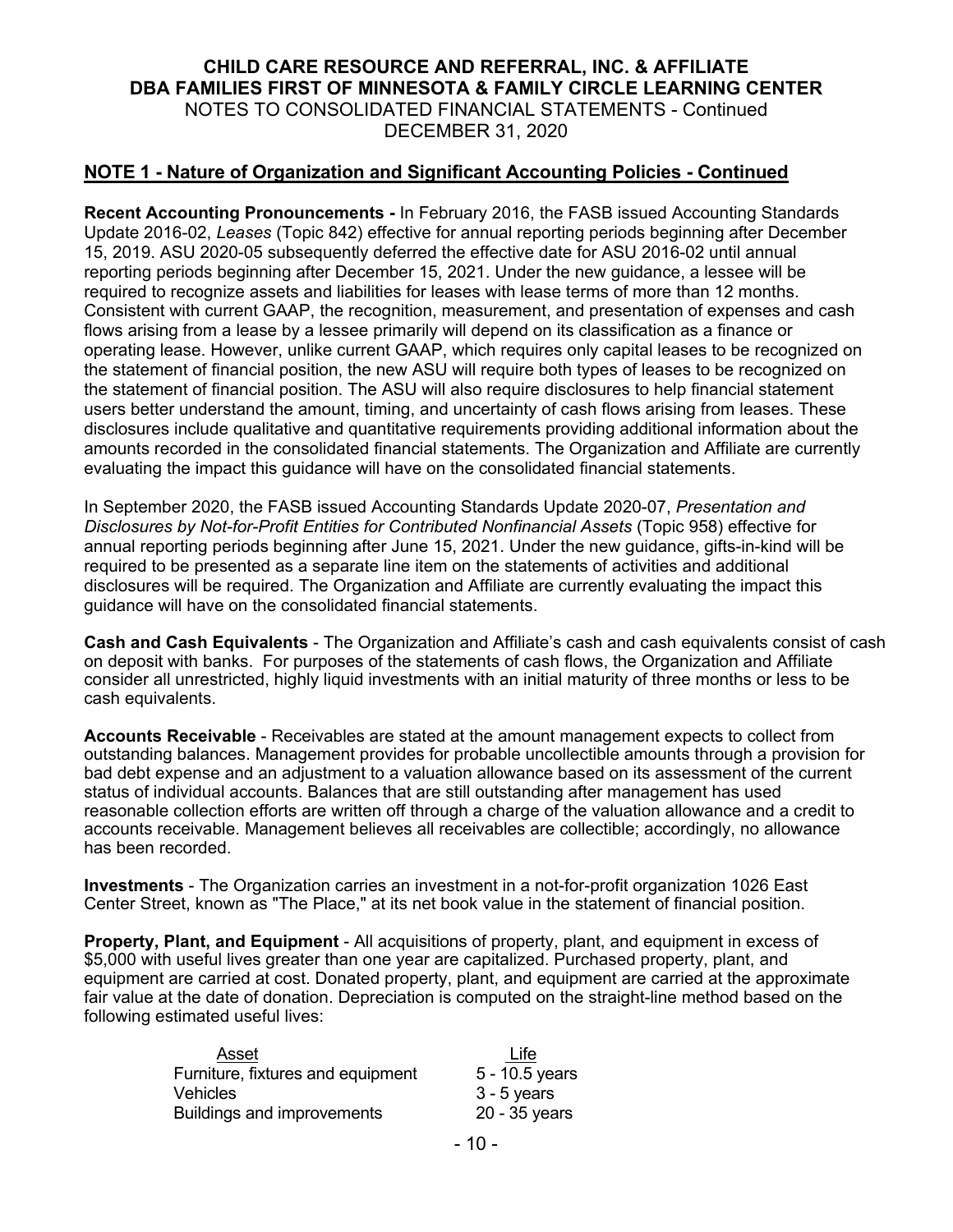## NOTE 1 - Nature of Organization and Significant Accounting Policies - Continued

**Recent Accounting Pronouncements -** In February 2016, the FASB issued Accounting Standards Update 2016-02, *Leases* (Topic 842) effective for annual reporting periods beginning after December 15, 2019. ASU 2020-05 subsequently deferred the effective date for ASU 2016-02 until annual reporting periods beginning after December 15, 2021. Under the new guidance, a lessee will be required to recognize assets and liabilities for leases with lease terms of more than 12 months. Consistent with current GAAP, the recognition, measurement, and presentation of expenses and cash flows arising from a lease by a lessee primarily will depend on its classification as a finance or operating lease. However, unlike current GAAP, which requires only capital leases to be recognized on the statement of financial position, the new ASU will require both types of leases to be recognized on the statement of financial position. The ASU will also require disclosures to help financial statement users better understand the amount, timing, and uncertainty of cash flows arising from leases. These disclosures include qualitative and quantitative requirements providing additional information about the amounts recorded in the consolidated financial statements. The Organization and Affiliate are currently evaluating the impact this guidance will have on the consolidated financial statements.

In September 2020, the FASB issued Accounting Standards Update 2020-07, *Presentation and Disclosures by Not-for-Profit Entities for Contributed Nonfinancial Assets* (Topic 958) effective for annual reporting periods beginning after June 15, 2021. Under the new guidance, gifts-in-kind will be required to be presented as a separate line item on the statements of activities and additional disclosures will be required. The Organization and Affiliate are currently evaluating the impact this guidance will have on the consolidated financial statements.

**Cash and Cash Equivalents** - The Organization and Affiliate's cash and cash equivalents consist of cash on deposit with banks. For purposes of the statements of cash flows, the Organization and Affiliate consider all unrestricted, highly liquid investments with an initial maturity of three months or less to be cash equivalents.

**Accounts Receivable** - Receivables are stated at the amount management expects to collect from outstanding balances. Management provides for probable uncollectible amounts through a provision for bad debt expense and an adjustment to a valuation allowance based on its assessment of the current status of individual accounts. Balances that are still outstanding after management has used reasonable collection efforts are written off through a charge of the valuation allowance and a credit to accounts receivable. Management believes all receivables are collectible; accordingly, no allowance has been recorded.

**Investments** - The Organization carries an investment in a not-for-profit organization 1026 East Center Street, known as "The Place," at its net book value in the statement of financial position.

**Property, Plant, and Equipment** - All acquisitions of property, plant, and equipment in excess of $5,000 with useful lives greater than one year are capitalized. Purchased property, plant, and equipment are carried at cost. Donated property, plant, and equipment are carried at the approximate fair value at the date of donation. Depreciation is computed on the straight-line method based on the following estimated useful lives:

| Asset | Life |
|---|---|
| Furniture, fixtures and equipment | 5 - 10.5 years |
| Vehicles | 3 - 5 years |
| Buildings and improvements | 20 - 35 years |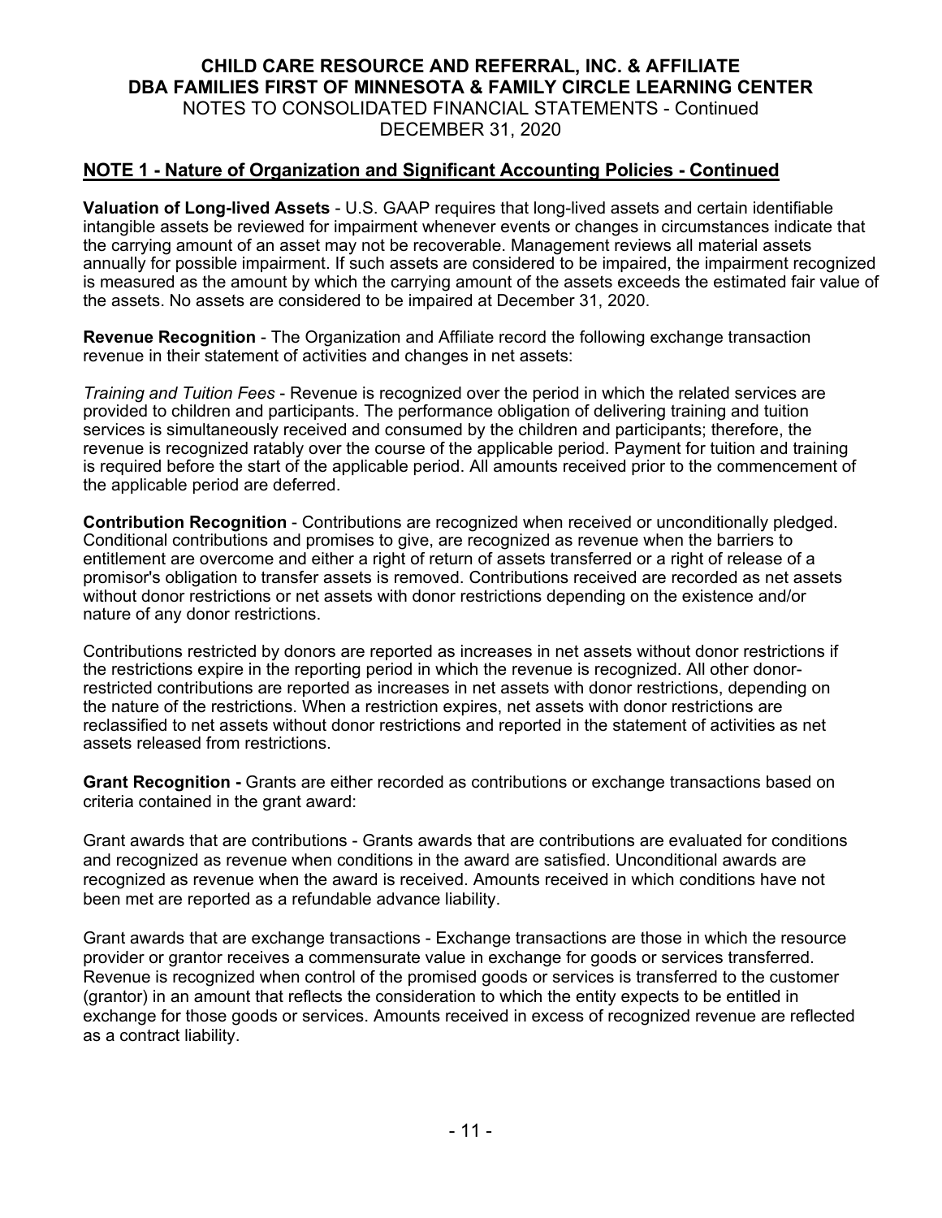## NOTE 1 - Nature of Organization and Significant Accounting Policies - Continued

**Valuation of Long-lived Assets** - U.S. GAAP requires that long-lived assets and certain identifiable intangible assets be reviewed for impairment whenever events or changes in circumstances indicate that the carrying amount of an asset may not be recoverable. Management reviews all material assets annually for possible impairment. If such assets are considered to be impaired, the impairment recognized is measured as the amount by which the carrying amount of the assets exceeds the estimated fair value of the assets. No assets are considered to be impaired at December 31, 2020.

**Revenue Recognition** - The Organization and Affiliate record the following exchange transaction revenue in their statement of activities and changes in net assets:

*Training and Tuition Fees* - Revenue is recognized over the period in which the related services are provided to children and participants. The performance obligation of delivering training and tuition services is simultaneously received and consumed by the children and participants; therefore, the revenue is recognized ratably over the course of the applicable period. Payment for tuition and training is required before the start of the applicable period. All amounts received prior to the commencement of the applicable period are deferred.

**Contribution Recognition** - Contributions are recognized when received or unconditionally pledged. Conditional contributions and promises to give, are recognized as revenue when the barriers to entitlement are overcome and either a right of return of assets transferred or a right of release of a promisor's obligation to transfer assets is removed. Contributions received are recorded as net assets without donor restrictions or net assets with donor restrictions depending on the existence and/or nature of any donor restrictions.

Contributions restricted by donors are reported as increases in net assets without donor restrictions if the restrictions expire in the reporting period in which the revenue is recognized. All other donor-restricted contributions are reported as increases in net assets with donor restrictions, depending on the nature of the restrictions. When a restriction expires, net assets with donor restrictions are reclassified to net assets without donor restrictions and reported in the statement of activities as net assets released from restrictions.

**Grant Recognition -** Grants are either recorded as contributions or exchange transactions based on criteria contained in the grant award:

Grant awards that are contributions - Grants awards that are contributions are evaluated for conditions and recognized as revenue when conditions in the award are satisfied. Unconditional awards are recognized as revenue when the award is received. Amounts received in which conditions have not been met are reported as a refundable advance liability.

Grant awards that are exchange transactions - Exchange transactions are those in which the resource provider or grantor receives a commensurate value in exchange for goods or services transferred. Revenue is recognized when control of the promised goods or services is transferred to the customer (grantor) in an amount that reflects the consideration to which the entity expects to be entitled in exchange for those goods or services. Amounts received in excess of recognized revenue are reflected as a contract liability.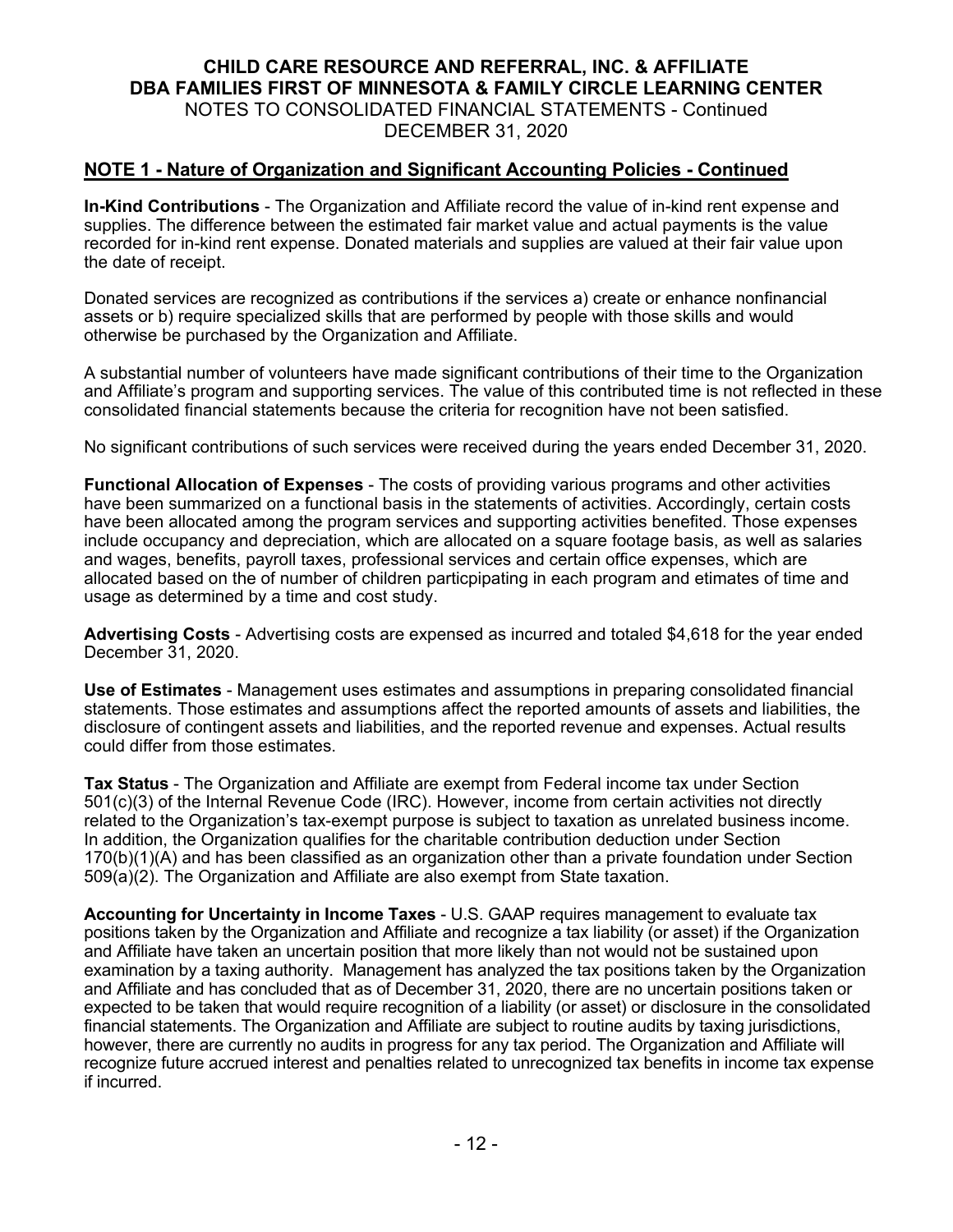## NOTE 1 - Nature of Organization and Significant Accounting Policies - Continued

**In-Kind Contributions** - The Organization and Affiliate record the value of in-kind rent expense and supplies. The difference between the estimated fair market value and actual payments is the value recorded for in-kind rent expense. Donated materials and supplies are valued at their fair value upon the date of receipt.

Donated services are recognized as contributions if the services a) create or enhance nonfinancial assets or b) require specialized skills that are performed by people with those skills and would otherwise be purchased by the Organization and Affiliate.

A substantial number of volunteers have made significant contributions of their time to the Organization and Affiliate's program and supporting services. The value of this contributed time is not reflected in these consolidated financial statements because the criteria for recognition have not been satisfied.

No significant contributions of such services were received during the years ended December 31, 2020.

**Functional Allocation of Expenses** - The costs of providing various programs and other activities have been summarized on a functional basis in the statements of activities. Accordingly, certain costs have been allocated among the program services and supporting activities benefited. Those expenses include occupancy and depreciation, which are allocated on a square footage basis, as well as salaries and wages, benefits, payroll taxes, professional services and certain office expenses, which are allocated based on the of number of children particpipating in each program and etimates of time and usage as determined by a time and cost study.

**Advertising Costs** - Advertising costs are expensed as incurred and totaled $4,618 for the year ended December 31, 2020.

**Use of Estimates** - Management uses estimates and assumptions in preparing consolidated financial statements. Those estimates and assumptions affect the reported amounts of assets and liabilities, the disclosure of contingent assets and liabilities, and the reported revenue and expenses. Actual results could differ from those estimates.

**Tax Status** - The Organization and Affiliate are exempt from Federal income tax under Section 501(c)(3) of the Internal Revenue Code (IRC). However, income from certain activities not directly related to the Organization's tax-exempt purpose is subject to taxation as unrelated business income. In addition, the Organization qualifies for the charitable contribution deduction under Section 170(b)(1)(A) and has been classified as an organization other than a private foundation under Section 509(a)(2). The Organization and Affiliate are also exempt from State taxation.

**Accounting for Uncertainty in Income Taxes** - U.S. GAAP requires management to evaluate tax positions taken by the Organization and Affiliate and recognize a tax liability (or asset) if the Organization and Affiliate have taken an uncertain position that more likely than not would not be sustained upon examination by a taxing authority. Management has analyzed the tax positions taken by the Organization and Affiliate and has concluded that as of December 31, 2020, there are no uncertain positions taken or expected to be taken that would require recognition of a liability (or asset) or disclosure in the consolidated financial statements. The Organization and Affiliate are subject to routine audits by taxing jurisdictions, however, there are currently no audits in progress for any tax period. The Organization and Affiliate will recognize future accrued interest and penalties related to unrecognized tax benefits in income tax expense if incurred.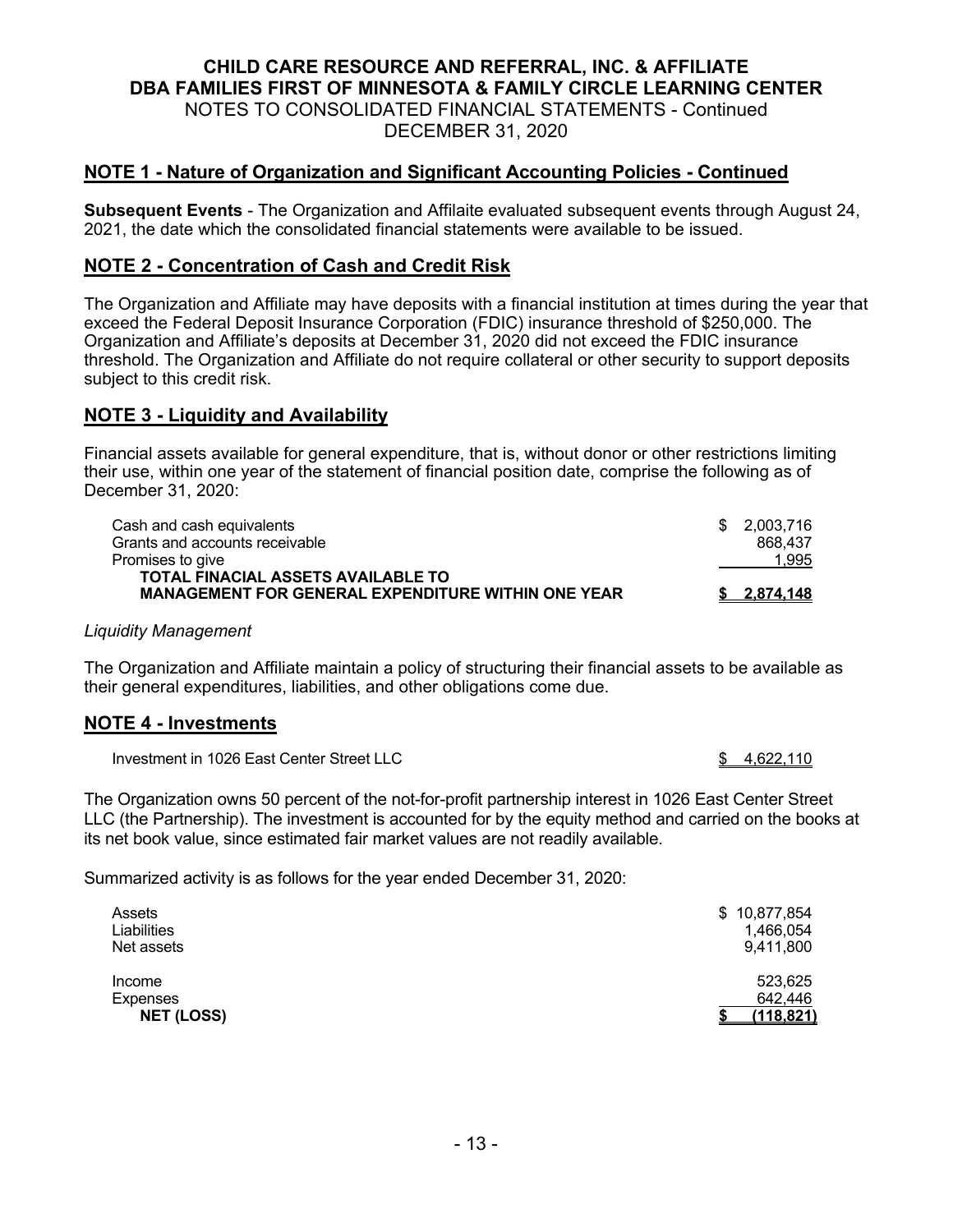**CHILD CARE RESOURCE AND REFERRAL, INC. & AFFILIATE**
**DBA FAMILIES FIRST OF MINNESOTA & FAMILY CIRCLE LEARNING CENTER**
NOTES TO CONSOLIDATED FINANCIAL STATEMENTS - Continued
DECEMBER 31, 2020

## NOTE 1 - Nature of Organization and Significant Accounting Policies - Continued

**Subsequent Events** - The Organization and Affilaite evaluated subsequent events through August 24, 2021, the date which the consolidated financial statements were available to be issued.

## NOTE 2 - Concentration of Cash and Credit Risk

The Organization and Affiliate may have deposits with a financial institution at times during the year that exceed the Federal Deposit Insurance Corporation (FDIC) insurance threshold of $250,000. The Organization and Affiliate's deposits at December 31, 2020 did not exceed the FDIC insurance threshold. The Organization and Affiliate do not require collateral or other security to support deposits subject to this credit risk.

## NOTE 3 - Liquidity and Availability

Financial assets available for general expenditure, that is, without donor or other restrictions limiting their use, within one year of the statement of financial position date, comprise the following as of December 31, 2020:

| | |
|---|---|
| Cash and cash equivalents | $ 2,003,716 |
| Grants and accounts receivable | 868,437 |
| Promises to give | 1,995 |
| **TOTAL FINACIAL ASSETS AVAILABLE TO MANAGEMENT FOR GENERAL EXPENDITURE WITHIN ONE YEAR** | **$ 2,874,148** |

*Liquidity Management*

The Organization and Affiliate maintain a policy of structuring their financial assets to be available as their general expenditures, liabilities, and other obligations come due.

## NOTE 4 - Investments

| | |
|---|---|
| Investment in 1026 East Center Street LLC | $ 4,622,110 |

The Organization owns 50 percent of the not-for-profit partnership interest in 1026 East Center Street LLC (the Partnership). The investment is accounted for by the equity method and carried on the books at its net book value, since estimated fair market values are not readily available.

Summarized activity is as follows for the year ended December 31, 2020:

| | |
|---|---|
| Assets | $ 10,877,854 |
| Liabilities | 1,466,054 |
| Net assets | 9,411,800 |
| | |
| Income | 523,625 |
| Expenses | 642,446 |
| **NET (LOSS)** | **$ (118,821)** |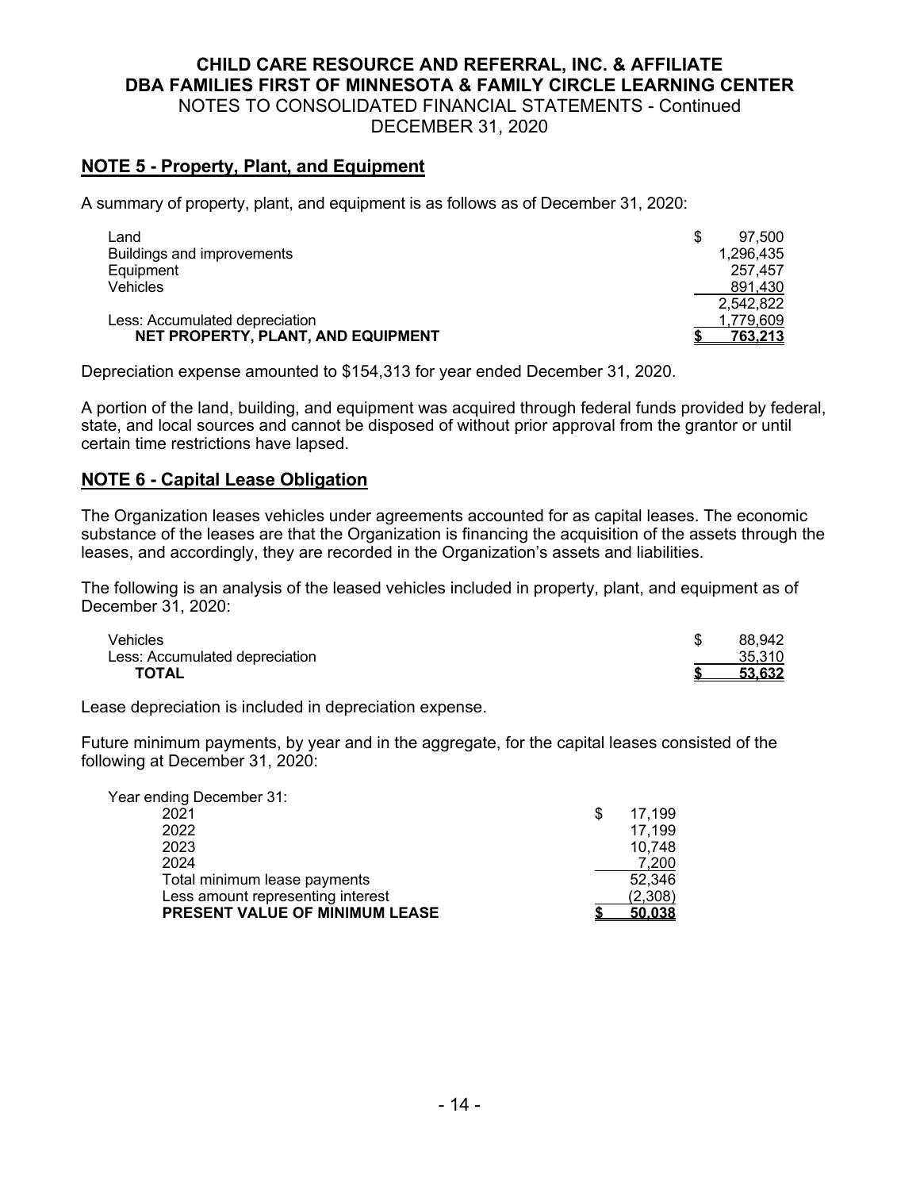## NOTE 5 - Property, Plant, and Equipment

A summary of property, plant, and equipment is as follows as of December 31, 2020:

| | |
|---|---|
| Land | $ 97,500 |
| Buildings and improvements | 1,296,435 |
| Equipment | 257,457 |
| Vehicles | 891,430 |
| | 2,542,822 |
| Less: Accumulated depreciation | 1,779,609 |
| **NET PROPERTY, PLANT, AND EQUIPMENT** | **$ 763,213** |

Depreciation expense amounted to $154,313 for year ended December 31, 2020.

A portion of the land, building, and equipment was acquired through federal funds provided by federal, state, and local sources and cannot be disposed of without prior approval from the grantor or until certain time restrictions have lapsed.

## NOTE 6 - Capital Lease Obligation

The Organization leases vehicles under agreements accounted for as capital leases. The economic substance of the leases are that the Organization is financing the acquisition of the assets through the leases, and accordingly, they are recorded in the Organization's assets and liabilities.

The following is an analysis of the leased vehicles included in property, plant, and equipment as of December 31, 2020:

| | |
|---|---|
| Vehicles | $ 88,942 |
| Less: Accumulated depreciation | 35,310 |
| **TOTAL** | **$ 53,632** |

Lease depreciation is included in depreciation expense.

Future minimum payments, by year and in the aggregate, for the capital leases consisted of the following at December 31, 2020:

| Year ending December 31: | |
|---|---|
| 2021 | $ 17,199 |
| 2022 | 17,199 |
| 2023 | 10,748 |
| 2024 | 7,200 |
| Total minimum lease payments | 52,346 |
| Less amount representing interest | (2,308) |
| **PRESENT VALUE OF MINIMUM LEASE** | **$ 50,038** |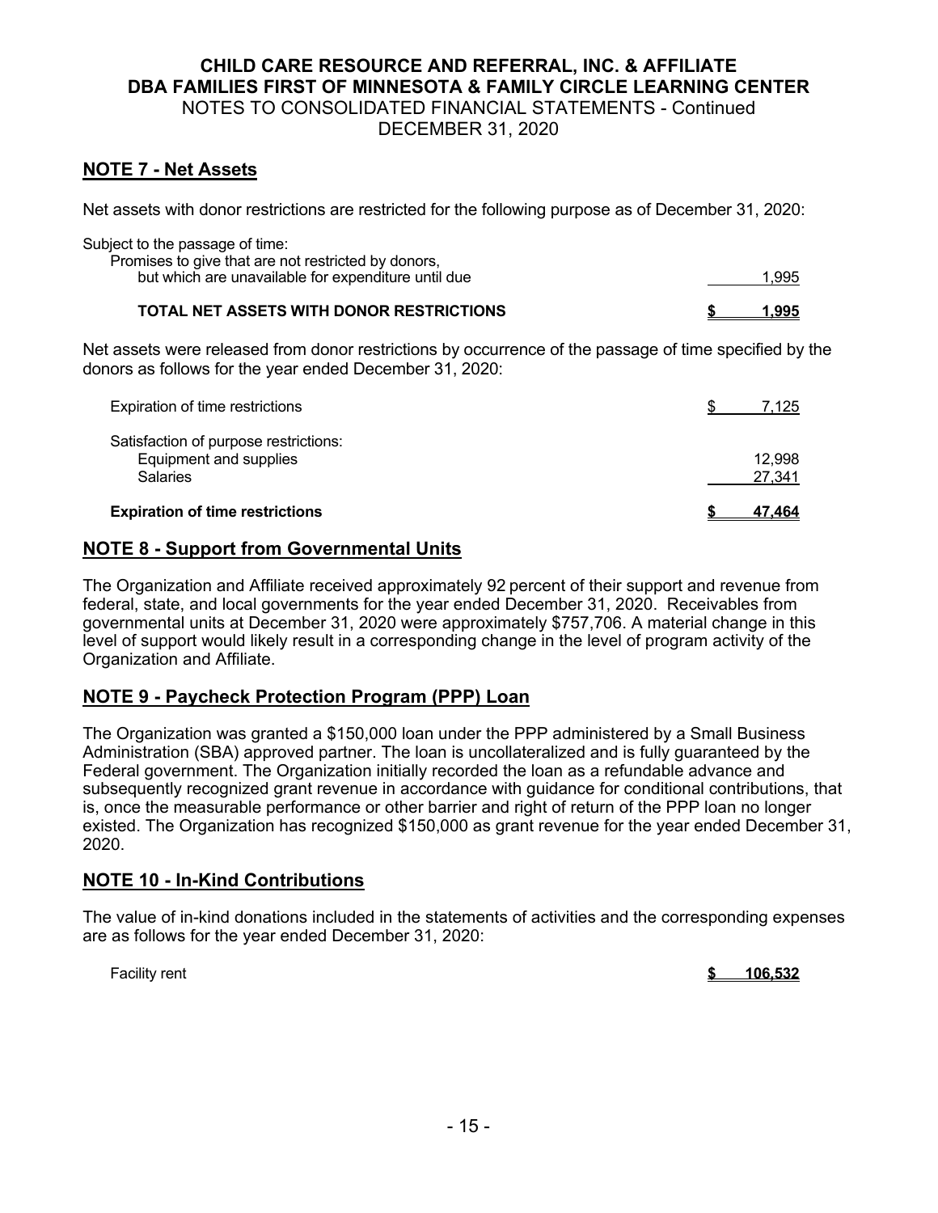## NOTE 7 - Net Assets

Net assets with donor restrictions are restricted for the following purpose as of December 31, 2020:

| | |
|---|---|
| Subject to the passage of time: | |
| Promises to give that are not restricted by donors, but which are unavailable for expenditure until due | 1,995 |
| **TOTAL NET ASSETS WITH DONOR RESTRICTIONS** | **$ 1,995** |

Net assets were released from donor restrictions by occurrence of the passage of time specified by the donors as follows for the year ended December 31, 2020:

| | |
|---|---|
| Expiration of time restrictions | $ 7,125 |
| Satisfaction of purpose restrictions: | |
| Equipment and supplies | 12,998 |
| Salaries | 27,341 |
| **Expiration of time restrictions** | **$ 47,464** |

## NOTE 8 - Support from Governmental Units

The Organization and Affiliate received approximately 92 percent of their support and revenue from federal, state, and local governments for the year ended December 31, 2020. Receivables from governmental units at December 31, 2020 were approximately $757,706. A material change in this level of support would likely result in a corresponding change in the level of program activity of the Organization and Affiliate.

## NOTE 9 - Paycheck Protection Program (PPP) Loan

The Organization was granted a $150,000 loan under the PPP administered by a Small Business Administration (SBA) approved partner. The loan is uncollateralized and is fully guaranteed by the Federal government. The Organization initially recorded the loan as a refundable advance and subsequently recognized grant revenue in accordance with guidance for conditional contributions, that is, once the measurable performance or other barrier and right of return of the PPP loan no longer existed. The Organization has recognized $150,000 as grant revenue for the year ended December 31, 2020.

## NOTE 10 - In-Kind Contributions

The value of in-kind donations included in the statements of activities and the corresponding expenses are as follows for the year ended December 31, 2020:

| | |
|---|---|
| Facility rent | **$ 106,532** |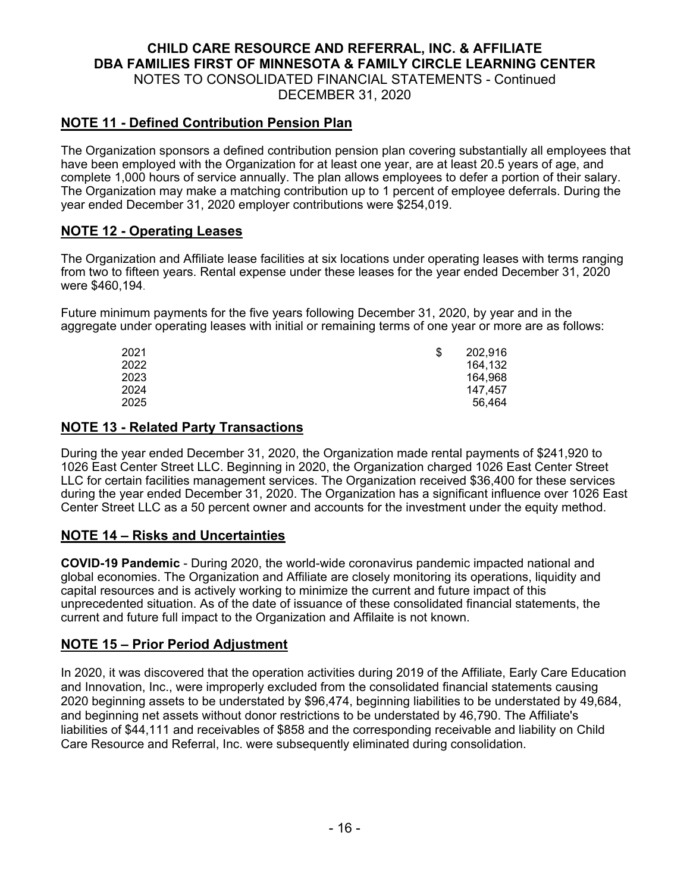## NOTE 11 - Defined Contribution Pension Plan

The Organization sponsors a defined contribution pension plan covering substantially all employees that have been employed with the Organization for at least one year, are at least 20.5 years of age, and complete 1,000 hours of service annually. The plan allows employees to defer a portion of their salary. The Organization may make a matching contribution up to 1 percent of employee deferrals. During the year ended December 31, 2020 employer contributions were $254,019.

## NOTE 12 - Operating Leases

The Organization and Affiliate lease facilities at six locations under operating leases with terms ranging from two to fifteen years. Rental expense under these leases for the year ended December 31, 2020 were $460,194.

Future minimum payments for the five years following December 31, 2020, by year and in the aggregate under operating leases with initial or remaining terms of one year or more are as follows:

| | |
|---|---|
| 2021 | $ 202,916 |
| 2022 | 164,132 |
| 2023 | 164,968 |
| 2024 | 147,457 |
| 2025 | 56,464 |

## NOTE 13 - Related Party Transactions

During the year ended December 31, 2020, the Organization made rental payments of $241,920 to 1026 East Center Street LLC. Beginning in 2020, the Organization charged 1026 East Center Street LLC for certain facilities management services. The Organization received $36,400 for these services during the year ended December 31, 2020. The Organization has a significant influence over 1026 East Center Street LLC as a 50 percent owner and accounts for the investment under the equity method.

## NOTE 14 – Risks and Uncertainties

**COVID-19 Pandemic** - During 2020, the world-wide coronavirus pandemic impacted national and global economies. The Organization and Affiliate are closely monitoring its operations, liquidity and capital resources and is actively working to minimize the current and future impact of this unprecedented situation. As of the date of issuance of these consolidated financial statements, the current and future full impact to the Organization and Affilaite is not known.

## NOTE 15 – Prior Period Adjustment

In 2020, it was discovered that the operation activities during 2019 of the Affiliate, Early Care Education and Innovation, Inc., were improperly excluded from the consolidated financial statements causing 2020 beginning assets to be understated by $96,474, beginning liabilities to be understated by 49,684, and beginning net assets without donor restrictions to be understated by 46,790. The Affiliate's liabilities of $44,111 and receivables of $858 and the corresponding receivable and liability on Child Care Resource and Referral, Inc. were subsequently eliminated during consolidation.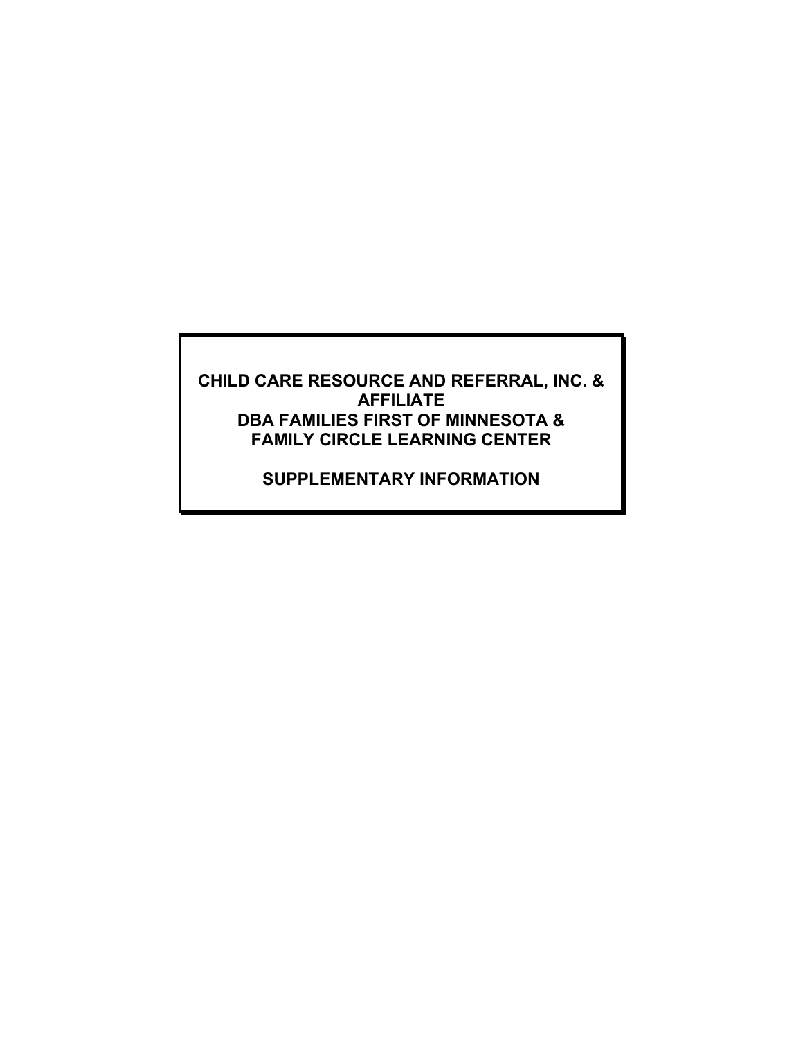# CHILD CARE RESOURCE AND REFERRAL, INC. & AFFILIATE
# DBA FAMILIES FIRST OF MINNESOTA & FAMILY CIRCLE LEARNING CENTER

## SUPPLEMENTARY INFORMATION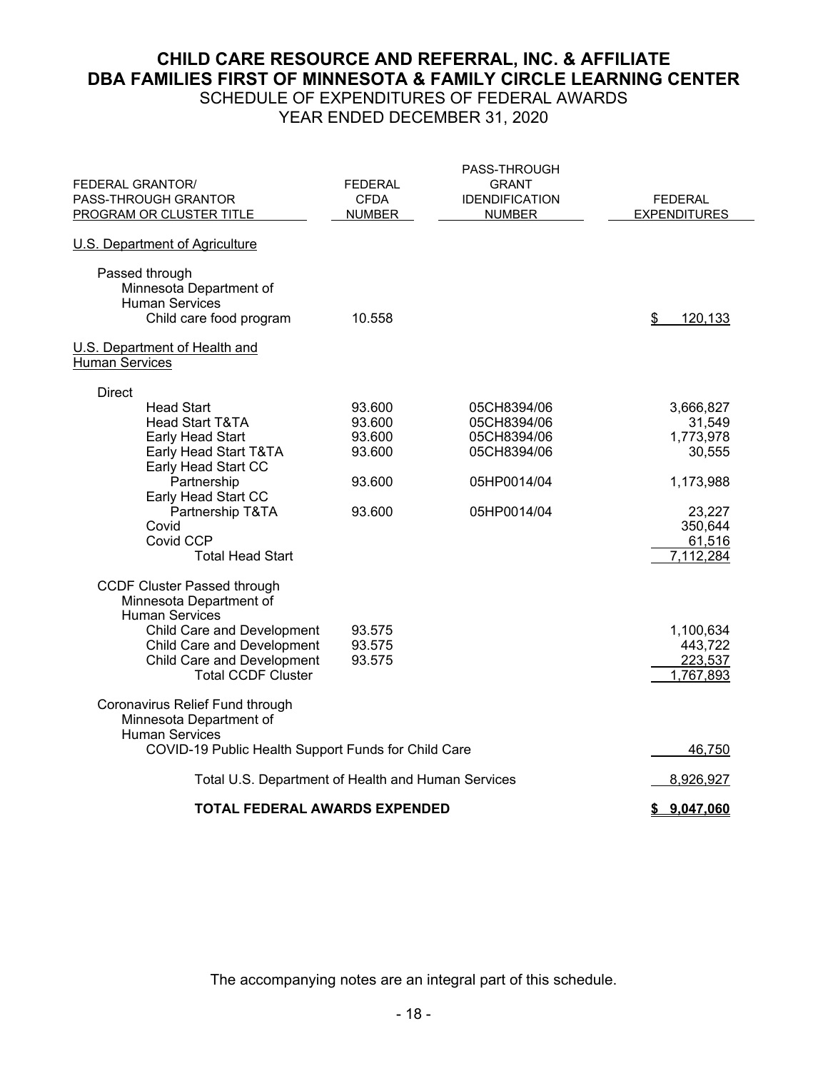# CHILD CARE RESOURCE AND REFERRAL, INC. & AFFILIATE
# DBA FAMILIES FIRST OF MINNESOTA & FAMILY CIRCLE LEARNING CENTER

## SCHEDULE OF EXPENDITURES OF FEDERAL AWARDS
## YEAR ENDED DECEMBER 31, 2020

| FEDERAL GRANTOR/ PASS-THROUGH GRANTOR PROGRAM OR CLUSTER TITLE | FEDERAL CFDA NUMBER | PASS-THROUGH GRANT IDENDIFICATION NUMBER | FEDERAL EXPENDITURES |
|---|---|---|---|
| U.S. Department of Agriculture | | | |
| Passed through Minnesota Department of Human Services | | | |
| Child care food program | 10.558 | | $ 120,133 |
| U.S. Department of Health and Human Services | | | |
| Direct | | | |
| Head Start | 93.600 | 05CH8394/06 | 3,666,827 |
| Head Start T&TA | 93.600 | 05CH8394/06 | 31,549 |
| Early Head Start | 93.600 | 05CH8394/06 | 1,773,978 |
| Early Head Start T&TA | 93.600 | 05CH8394/06 | 30,555 |
| Early Head Start CC Partnership | 93.600 | 05HP0014/04 | 1,173,988 |
| Early Head Start CC Partnership T&TA | 93.600 | 05HP0014/04 | 23,227 |
| Covid | | | 350,644 |
| Covid CCP | | | 61,516 |
| Total Head Start | | | 7,112,284 |
| CCDF Cluster Passed through Minnesota Department of Human Services | | | |
| Child Care and Development | 93.575 | | 1,100,634 |
| Child Care and Development | 93.575 | | 443,722 |
| Child Care and Development | 93.575 | | 223,537 |
| Total CCDF Cluster | | | 1,767,893 |
| Coronavirus Relief Fund through Minnesota Department of Human Services | | | |
| COVID-19 Public Health Support Funds for Child Care | | | 46,750 |
| Total U.S. Department of Health and Human Services | | | 8,926,927 |
| **TOTAL FEDERAL AWARDS EXPENDED** | | | **$ 9,047,060** |

The accompanying notes are an integral part of this schedule.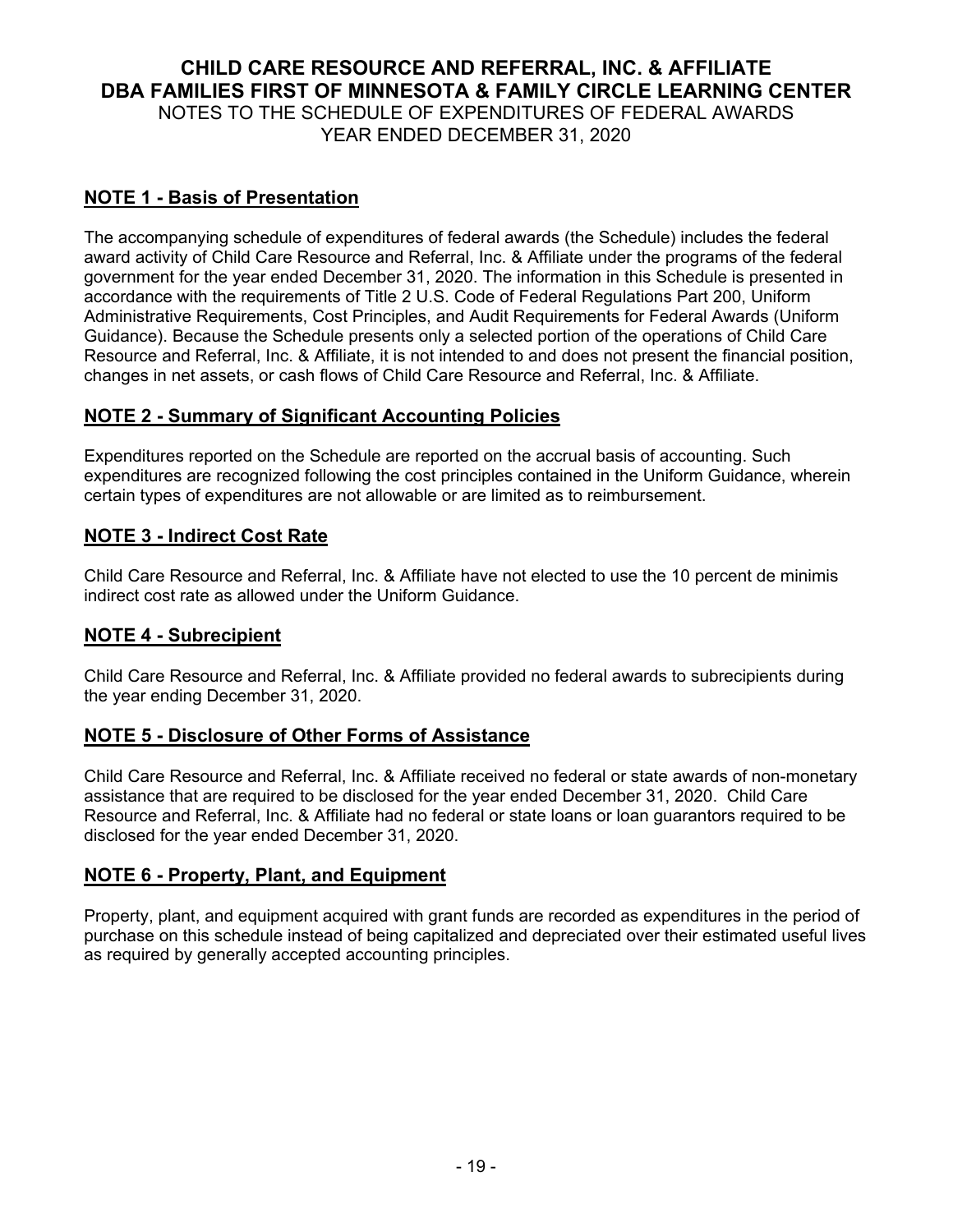# CHILD CARE RESOURCE AND REFERRAL, INC. & AFFILIATE
# DBA FAMILIES FIRST OF MINNESOTA & FAMILY CIRCLE LEARNING CENTER

NOTES TO THE SCHEDULE OF EXPENDITURES OF FEDERAL AWARDS
YEAR ENDED DECEMBER 31, 2020

## NOTE 1 - Basis of Presentation

The accompanying schedule of expenditures of federal awards (the Schedule) includes the federal award activity of Child Care Resource and Referral, Inc. & Affiliate under the programs of the federal government for the year ended December 31, 2020. The information in this Schedule is presented in accordance with the requirements of Title 2 U.S. Code of Federal Regulations Part 200, Uniform Administrative Requirements, Cost Principles, and Audit Requirements for Federal Awards (Uniform Guidance). Because the Schedule presents only a selected portion of the operations of Child Care Resource and Referral, Inc. & Affiliate, it is not intended to and does not present the financial position, changes in net assets, or cash flows of Child Care Resource and Referral, Inc. & Affiliate.

## NOTE 2 - Summary of Significant Accounting Policies

Expenditures reported on the Schedule are reported on the accrual basis of accounting. Such expenditures are recognized following the cost principles contained in the Uniform Guidance, wherein certain types of expenditures are not allowable or are limited as to reimbursement.

## NOTE 3 - Indirect Cost Rate

Child Care Resource and Referral, Inc. & Affiliate have not elected to use the 10 percent de minimis indirect cost rate as allowed under the Uniform Guidance.

## NOTE 4 - Subrecipient

Child Care Resource and Referral, Inc. & Affiliate provided no federal awards to subrecipients during the year ending December 31, 2020.

## NOTE 5 - Disclosure of Other Forms of Assistance

Child Care Resource and Referral, Inc. & Affiliate received no federal or state awards of non-monetary assistance that are required to be disclosed for the year ended December 31, 2020. Child Care Resource and Referral, Inc. & Affiliate had no federal or state loans or loan guarantors required to be disclosed for the year ended December 31, 2020.

## NOTE 6 - Property, Plant, and Equipment

Property, plant, and equipment acquired with grant funds are recorded as expenditures in the period of purchase on this schedule instead of being capitalized and depreciated over their estimated useful lives as required by generally accepted accounting principles.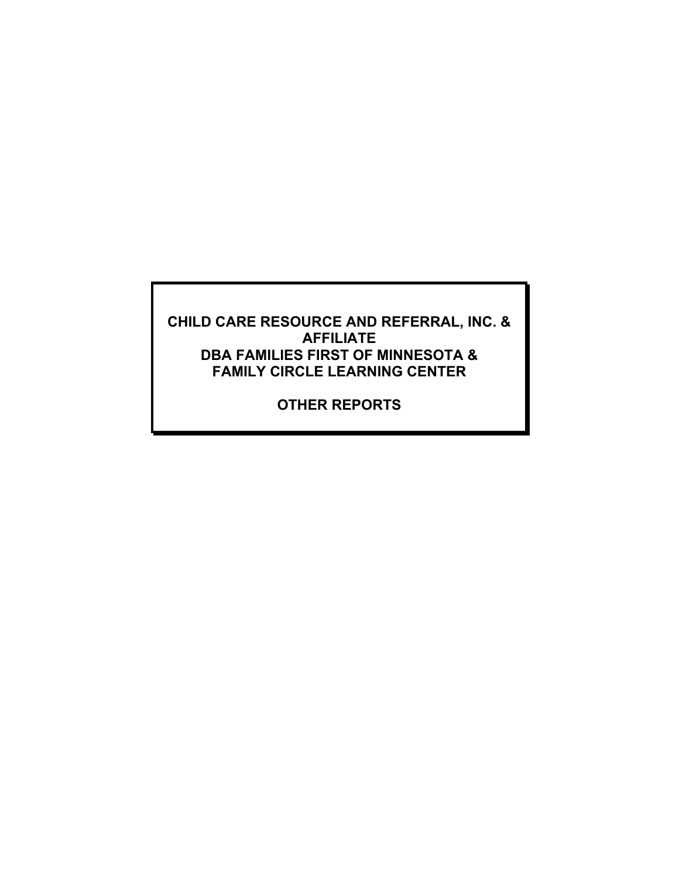# CHILD CARE RESOURCE AND REFERRAL, INC. & AFFILIATE
# DBA FAMILIES FIRST OF MINNESOTA & FAMILY CIRCLE LEARNING CENTER

## OTHER REPORTS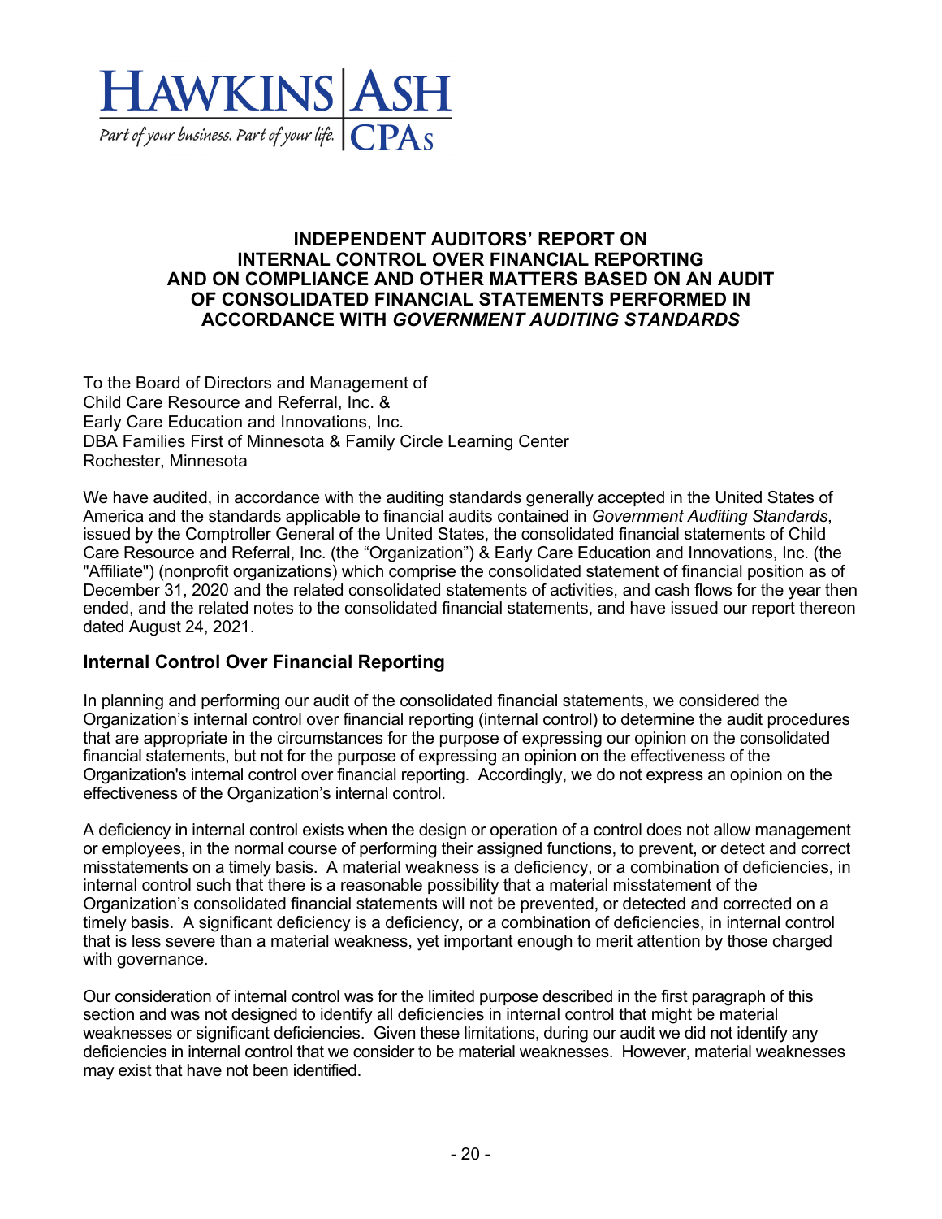HAWKINS | ASH
Part of your business. Part of your life. | CPAs

# INDEPENDENT AUDITORS' REPORT ON INTERNAL CONTROL OVER FINANCIAL REPORTING AND ON COMPLIANCE AND OTHER MATTERS BASED ON AN AUDIT OF CONSOLIDATED FINANCIAL STATEMENTS PERFORMED IN ACCORDANCE WITH *GOVERNMENT AUDITING STANDARDS*

To the Board of Directors and Management of
Child Care Resource and Referral, Inc. &
Early Care Education and Innovations, Inc.
DBA Families First of Minnesota & Family Circle Learning Center
Rochester, Minnesota

We have audited, in accordance with the auditing standards generally accepted in the United States of America and the standards applicable to financial audits contained in *Government Auditing Standards*, issued by the Comptroller General of the United States, the consolidated financial statements of Child Care Resource and Referral, Inc. (the "Organization") & Early Care Education and Innovations, Inc. (the "Affiliate") (nonprofit organizations) which comprise the consolidated statement of financial position as of December 31, 2020 and the related consolidated statements of activities, and cash flows for the year then ended, and the related notes to the consolidated financial statements, and have issued our report thereon dated August 24, 2021.

## Internal Control Over Financial Reporting

In planning and performing our audit of the consolidated financial statements, we considered the Organization's internal control over financial reporting (internal control) to determine the audit procedures that are appropriate in the circumstances for the purpose of expressing our opinion on the consolidated financial statements, but not for the purpose of expressing an opinion on the effectiveness of the Organization's internal control over financial reporting. Accordingly, we do not express an opinion on the effectiveness of the Organization's internal control.

A deficiency in internal control exists when the design or operation of a control does not allow management or employees, in the normal course of performing their assigned functions, to prevent, or detect and correct misstatements on a timely basis. A material weakness is a deficiency, or a combination of deficiencies, in internal control such that there is a reasonable possibility that a material misstatement of the Organization's consolidated financial statements will not be prevented, or detected and corrected on a timely basis. A significant deficiency is a deficiency, or a combination of deficiencies, in internal control that is less severe than a material weakness, yet important enough to merit attention by those charged with governance.

Our consideration of internal control was for the limited purpose described in the first paragraph of this section and was not designed to identify all deficiencies in internal control that might be material weaknesses or significant deficiencies. Given these limitations, during our audit we did not identify any deficiencies in internal control that we consider to be material weaknesses. However, material weaknesses may exist that have not been identified.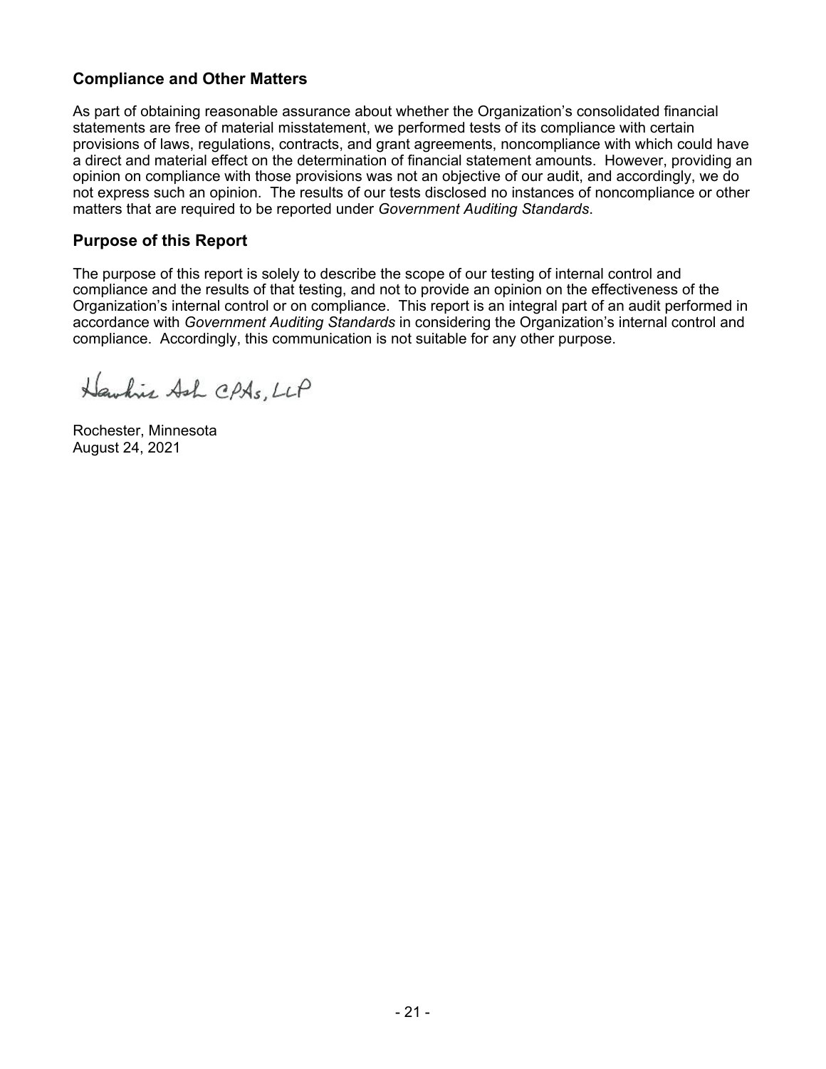## Compliance and Other Matters

As part of obtaining reasonable assurance about whether the Organization's consolidated financial statements are free of material misstatement, we performed tests of its compliance with certain provisions of laws, regulations, contracts, and grant agreements, noncompliance with which could have a direct and material effect on the determination of financial statement amounts. However, providing an opinion on compliance with those provisions was not an objective of our audit, and accordingly, we do not express such an opinion. The results of our tests disclosed no instances of noncompliance or other matters that are required to be reported under *Government Auditing Standards*.

## Purpose of this Report

The purpose of this report is solely to describe the scope of our testing of internal control and compliance and the results of that testing, and not to provide an opinion on the effectiveness of the Organization's internal control or on compliance. This report is an integral part of an audit performed in accordance with *Government Auditing Standards* in considering the Organization's internal control and compliance. Accordingly, this communication is not suitable for any other purpose.

Hawkins Ash CPAs, LLP

Rochester, Minnesota
August 24, 2021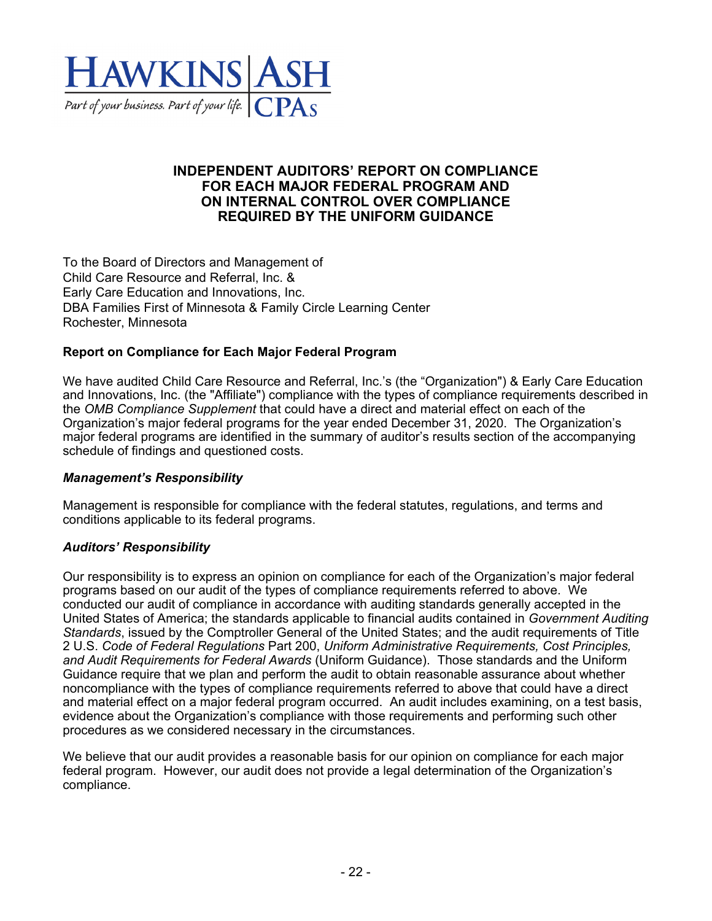# INDEPENDENT AUDITORS' REPORT ON COMPLIANCE FOR EACH MAJOR FEDERAL PROGRAM AND ON INTERNAL CONTROL OVER COMPLIANCE REQUIRED BY THE UNIFORM GUIDANCE

To the Board of Directors and Management of
Child Care Resource and Referral, Inc. &
Early Care Education and Innovations, Inc.
DBA Families First of Minnesota & Family Circle Learning Center
Rochester, Minnesota

## Report on Compliance for Each Major Federal Program

We have audited Child Care Resource and Referral, Inc.'s (the "Organization") & Early Care Education and Innovations, Inc. (the "Affiliate") compliance with the types of compliance requirements described in the *OMB Compliance Supplement* that could have a direct and material effect on each of the Organization's major federal programs for the year ended December 31, 2020. The Organization's major federal programs are identified in the summary of auditor's results section of the accompanying schedule of findings and questioned costs.

### *Management's Responsibility*

Management is responsible for compliance with the federal statutes, regulations, and terms and conditions applicable to its federal programs.

### *Auditors' Responsibility*

Our responsibility is to express an opinion on compliance for each of the Organization's major federal programs based on our audit of the types of compliance requirements referred to above. We conducted our audit of compliance in accordance with auditing standards generally accepted in the United States of America; the standards applicable to financial audits contained in *Government Auditing Standards*, issued by the Comptroller General of the United States; and the audit requirements of Title 2 U.S. *Code of Federal Regulations* Part 200, *Uniform Administrative Requirements, Cost Principles, and Audit Requirements for Federal Awards* (Uniform Guidance). Those standards and the Uniform Guidance require that we plan and perform the audit to obtain reasonable assurance about whether noncompliance with the types of compliance requirements referred to above that could have a direct and material effect on a major federal program occurred. An audit includes examining, on a test basis, evidence about the Organization's compliance with those requirements and performing such other procedures as we considered necessary in the circumstances.

We believe that our audit provides a reasonable basis for our opinion on compliance for each major federal program. However, our audit does not provide a legal determination of the Organization's compliance.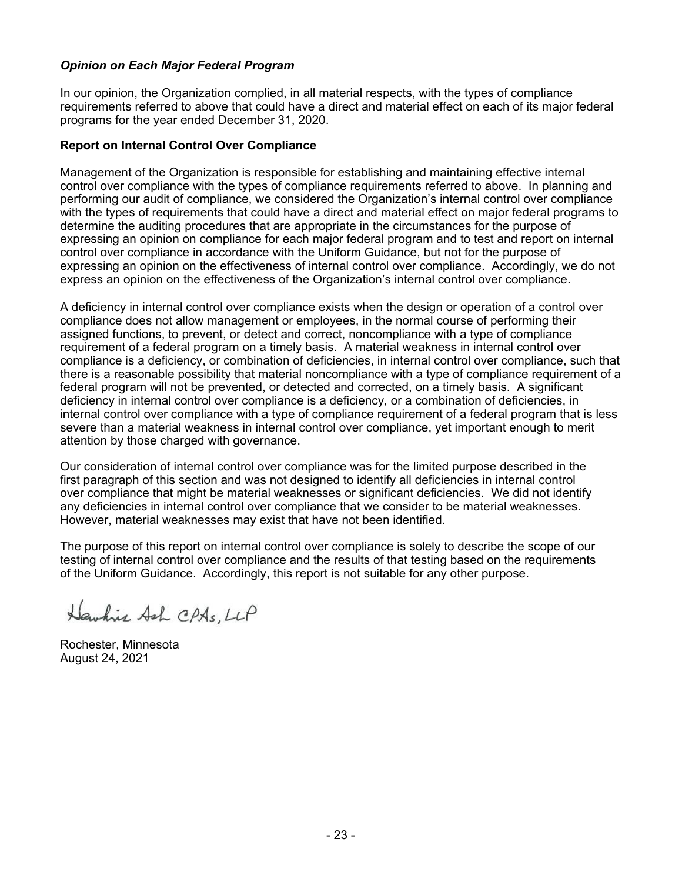### *Opinion on Each Major Federal Program*

In our opinion, the Organization complied, in all material respects, with the types of compliance requirements referred to above that could have a direct and material effect on each of its major federal programs for the year ended December 31, 2020.

### Report on Internal Control Over Compliance

Management of the Organization is responsible for establishing and maintaining effective internal control over compliance with the types of compliance requirements referred to above. In planning and performing our audit of compliance, we considered the Organization's internal control over compliance with the types of requirements that could have a direct and material effect on major federal programs to determine the auditing procedures that are appropriate in the circumstances for the purpose of expressing an opinion on compliance for each major federal program and to test and report on internal control over compliance in accordance with the Uniform Guidance, but not for the purpose of expressing an opinion on the effectiveness of internal control over compliance. Accordingly, we do not express an opinion on the effectiveness of the Organization's internal control over compliance.

A deficiency in internal control over compliance exists when the design or operation of a control over compliance does not allow management or employees, in the normal course of performing their assigned functions, to prevent, or detect and correct, noncompliance with a type of compliance requirement of a federal program on a timely basis. A material weakness in internal control over compliance is a deficiency, or combination of deficiencies, in internal control over compliance, such that there is a reasonable possibility that material noncompliance with a type of compliance requirement of a federal program will not be prevented, or detected and corrected, on a timely basis. A significant deficiency in internal control over compliance is a deficiency, or a combination of deficiencies, in internal control over compliance with a type of compliance requirement of a federal program that is less severe than a material weakness in internal control over compliance, yet important enough to merit attention by those charged with governance.

Our consideration of internal control over compliance was for the limited purpose described in the first paragraph of this section and was not designed to identify all deficiencies in internal control over compliance that might be material weaknesses or significant deficiencies. We did not identify any deficiencies in internal control over compliance that we consider to be material weaknesses. However, material weaknesses may exist that have not been identified.

The purpose of this report on internal control over compliance is solely to describe the scope of our testing of internal control over compliance and the results of that testing based on the requirements of the Uniform Guidance. Accordingly, this report is not suitable for any other purpose.

Hawkins Ash CPAs, LLP

Rochester, Minnesota
August 24, 2021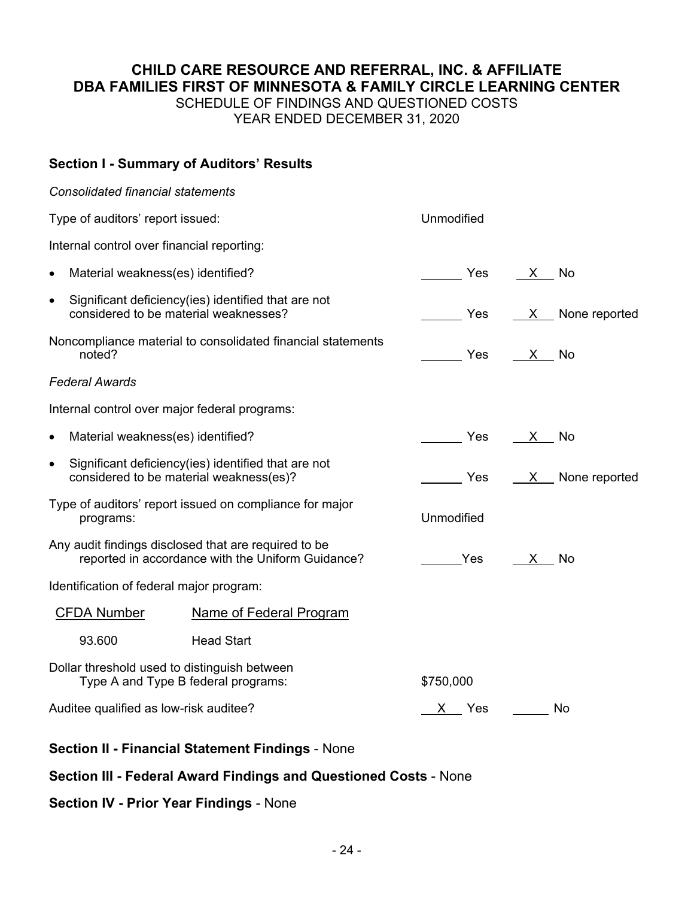# CHILD CARE RESOURCE AND REFERRAL, INC. & AFFILIATE
# DBA FAMILIES FIRST OF MINNESOTA & FAMILY CIRCLE LEARNING CENTER

SCHEDULE OF FINDINGS AND QUESTIONED COSTS
YEAR ENDED DECEMBER 31, 2020

## Section I - Summary of Auditors' Results

*Consolidated financial statements*

Type of auditors' report issued: Unmodified

Internal control over financial reporting:

- Material weakness(es) identified? ______ Yes __X__ No
- Significant deficiency(ies) identified that are not considered to be material weaknesses? ______ Yes __X__ None reported

Noncompliance material to consolidated financial statements noted? ______ Yes __X__ No

*Federal Awards*

Internal control over major federal programs:

- Material weakness(es) identified? ______ Yes __X__ No
- Significant deficiency(ies) identified that are not considered to be material weakness(es)? ______ Yes __X__ None reported

Type of auditors' report issued on compliance for major programs: Unmodified

Any audit findings disclosed that are required to be reported in accordance with the Uniform Guidance? ______ Yes __X__ No

Identification of federal major program:

| CFDA Number | Name of Federal Program |
|---|---|
| 93.600 | Head Start |

Dollar threshold used to distinguish between Type A and Type B federal programs: $750,000

Auditee qualified as low-risk auditee? __X__ Yes ______ No

## Section II - Financial Statement Findings - None

## Section III - Federal Award Findings and Questioned Costs - None

## Section IV - Prior Year Findings - None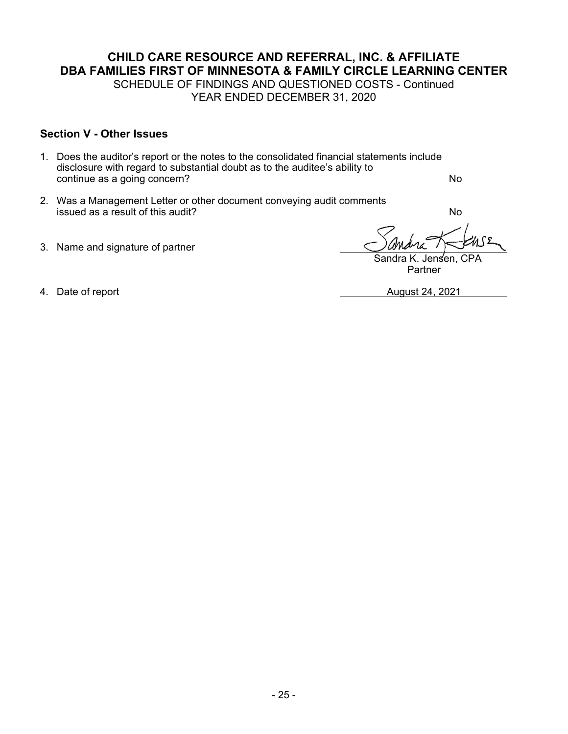**CHILD CARE RESOURCE AND REFERRAL, INC. & AFFILIATE**
**DBA FAMILIES FIRST OF MINNESOTA & FAMILY CIRCLE LEARNING CENTER**
SCHEDULE OF FINDINGS AND QUESTIONED COSTS - Continued
YEAR ENDED DECEMBER 31, 2020

## Section V - Other Issues

1. Does the auditor's report or the notes to the consolidated financial statements include disclosure with regard to substantial doubt as to the auditee's ability to continue as a going concern? No

2. Was a Management Letter or other document conveying audit comments issued as a result of this audit? No

3. Name and signature of partner

   Sandra K. Jensen, CPA
   Partner

4. Date of report August 24, 2021